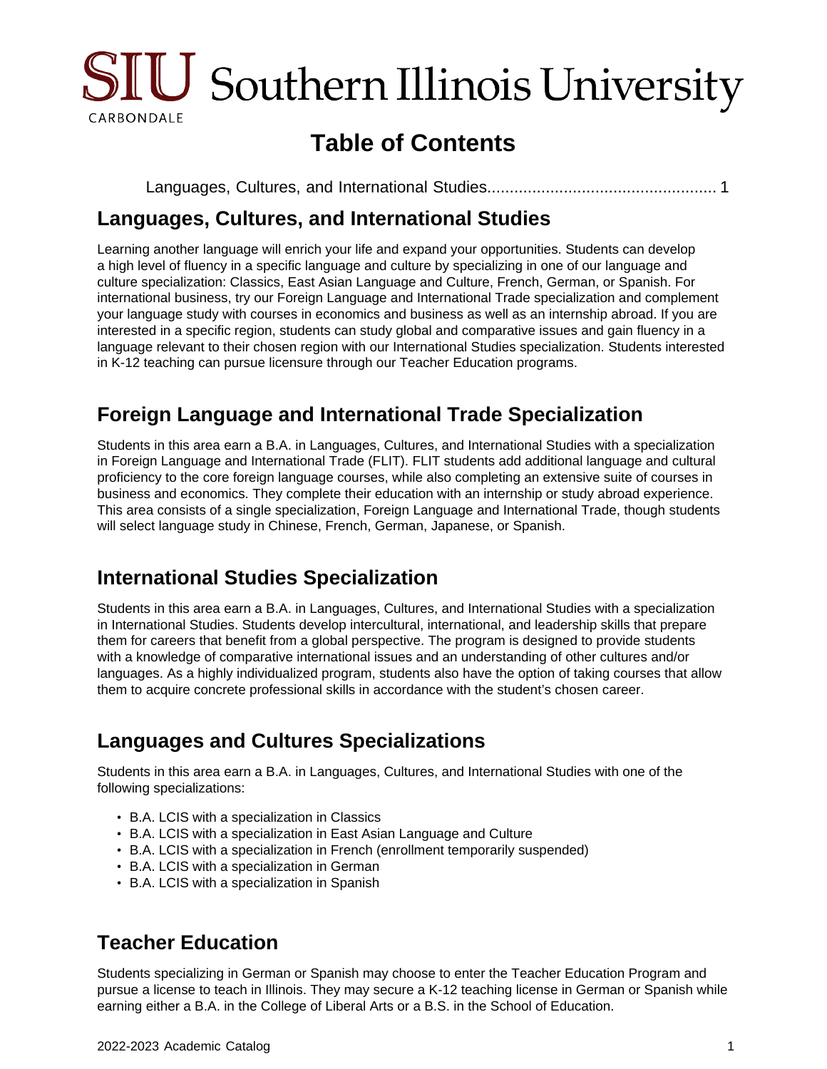# Table of Contents

Languages, Cultures, and International Studies................................................... 1

## Languages, Cultures, and International Studies

Learning another language will enrich your life and expand your opportunities. Students can develop a high level of fluency in a specific language and culture by specializing in one of our language and culture specialization: Classics, East Asian Language and Culture, French, German, or Spanish. For international business, try our Foreign Language and International Trade specialization and complement your language study with courses in economics and business as well as an internship abroad. If you are interested in a specific region, students can study global and comparative issues and gain fluency in a language relevant to their chosen region with our International Studies specialization. Students interested in K-12 teaching can pursue licensure through our Teacher Education programs.

## Foreign Language and International Trade Specialization

Students in this area earn a B.A. in Languages, Cultures, and International Studies with a specialization in Foreign Language and International Trade (FLIT). FLIT students add additional language and cultural proficiency to the core foreign language courses, while also completing an extensive suite of courses in business and economics. They complete their education with an internship or study abroad experience. This area consists of a single specialization, Foreign Language and International Trade, though students will select language study in Chinese, French, German, Japanese, or Spanish.

## International Studies Specialization

Students in this area earn a B.A. in Languages, Cultures, and International Studies with a specialization in International Studies. Students develop intercultural, international, and leadership skills that prepare them for careers that benefit from a global perspective. The program is designed to provide students with a knowledge of comparative international issues and an understanding of other cultures and/or languages. As a highly individualized program, students also have the option of taking courses that allow them to acquire concrete professional skills in accordance with the student's chosen career.

## Languages and Cultures Specializations

Students in this area earn a B.A. in Languages, Cultures, and International Studies with one of the following specializations:

- B.A. LCIS with a specialization in Classics
- B.A. LCIS with a specialization in East Asian Language and Culture
- B.A. LCIS with a specialization in French (enrollment temporarily suspended)
- B.A. LCIS with a specialization in German
- B.A. LCIS with a specialization in Spanish

## Teacher Education

Students specializing in German or Spanish may choose to enter the Teacher Education Program and pursue a license to teach in Illinois. They may secure a K-12 teaching license in German or Spanish while earning either a B.A. in the College of Liberal Arts or a B.S. in the School of Education.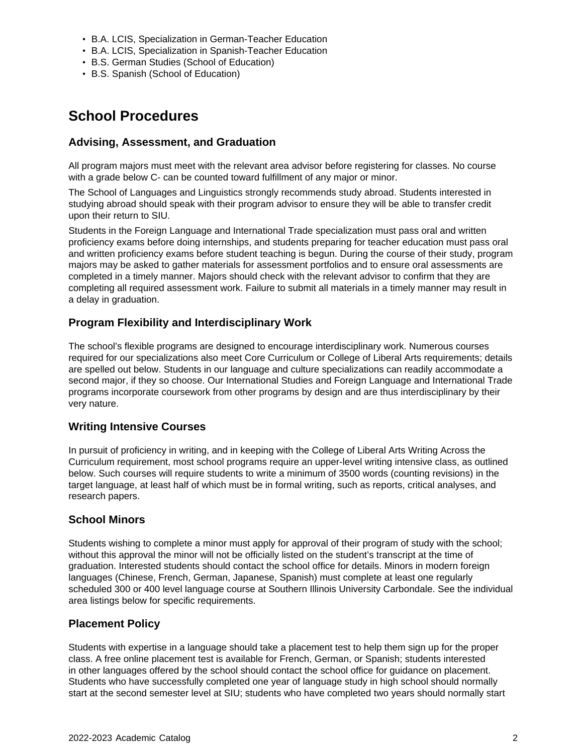- B.A. LCIS, Specialization in German-Teacher Education
- B.A. LCIS, Specialization in Spanish-Teacher Education
- B.S. German Studies (School of Education)
- B.S. Spanish (School of Education)

## School Procedures

### Advising, Assessment, and Graduation

All program majors must meet with the relevant area advisor before registering for classes. No course with a grade below C- can be counted toward fulfillment of any major or minor.

The School of Languages and Linguistics strongly recommends study abroad. Students interested in studying abroad should speak with their program advisor to ensure they will be able to transfer credit upon their return to SIU.

Students in the Foreign Language and International Trade specialization must pass oral and written proficiency exams before doing internships, and students preparing for teacher education must pass oral and written proficiency exams before student teaching is begun. During the course of their study, program majors may be asked to gather materials for assessment portfolios and to ensure oral assessments are completed in a timely manner. Majors should check with the relevant advisor to confirm that they are completing all required assessment work. Failure to submit all materials in a timely manner may result in a delay in graduation.

### Program Flexibility and Interdisciplinary Work

The school's flexible programs are designed to encourage interdisciplinary work. Numerous courses required for our specializations also meet Core Curriculum or College of Liberal Arts requirements; details are spelled out below. Students in our language and culture specializations can readily accommodate a second major, if they so choose. Our International Studies and Foreign Language and International Trade programs incorporate coursework from other programs by design and are thus interdisciplinary by their very nature.

### Writing Intensive Courses

In pursuit of proficiency in writing, and in keeping with the College of Liberal Arts Writing Across the Curriculum requirement, most school programs require an upper-level writing intensive class, as outlined below. Such courses will require students to write a minimum of 3500 words (counting revisions) in the target language, at least half of which must be in formal writing, such as reports, critical analyses, and research papers.

### School Minors

Students wishing to complete a minor must apply for approval of their program of study with the school; without this approval the minor will not be officially listed on the student's transcript at the time of graduation. Interested students should contact the school office for details. Minors in modern foreign languages (Chinese, French, German, Japanese, Spanish) must complete at least one regularly scheduled 300 or 400 level language course at Southern Illinois University Carbondale. See the individual area listings below for specific requirements.

### Placement Policy

Students with expertise in a language should take a placement test to help them sign up for the proper class. A free online placement test is available for French, German, or Spanish; students interested in other languages offered by the school should contact the school office for guidance on placement. Students who have successfully completed one year of language study in high school should normally start at the second semester level at SIU; students who have completed two years should normally start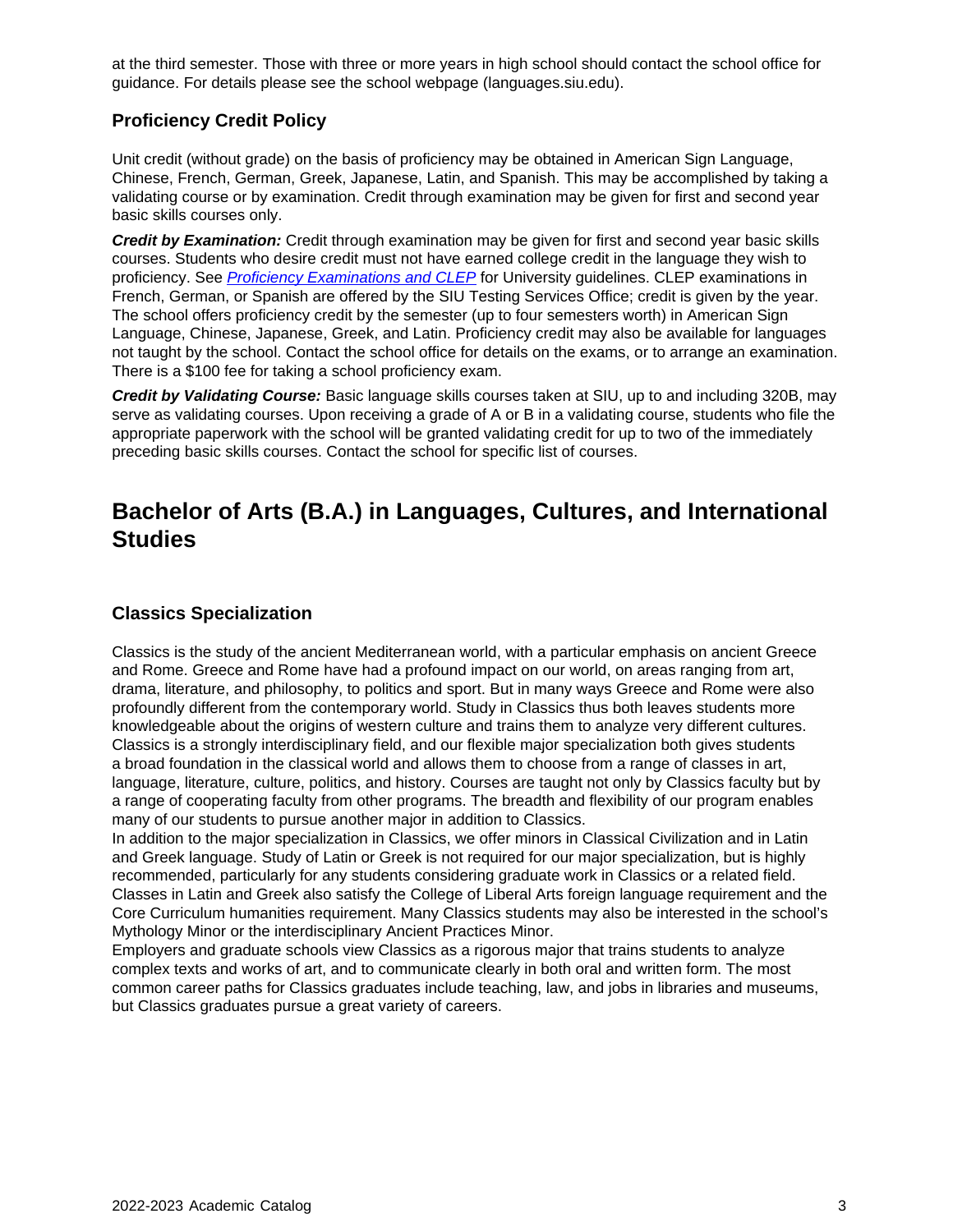at the third semester. Those with three or more years in high school should contact the school office for guidance. For details please see the school webpage (languages.siu.edu).

### Proficiency Credit Policy

Unit credit (without grade) on the basis of proficiency may be obtained in American Sign Language, Chinese, French, German, Greek, Japanese, Latin, and Spanish. This may be accomplished by taking a validating course or by examination. Credit through examination may be given for first and second year basic skills courses only.

***Credit by Examination:*** Credit through examination may be given for first and second year basic skills courses. Students who desire credit must not have earned college credit in the language they wish to proficiency. See *Proficiency Examinations and CLEP* for University guidelines. CLEP examinations in French, German, or Spanish are offered by the SIU Testing Services Office; credit is given by the year. The school offers proficiency credit by the semester (up to four semesters worth) in American Sign Language, Chinese, Japanese, Greek, and Latin. Proficiency credit may also be available for languages not taught by the school. Contact the school office for details on the exams, or to arrange an examination. There is a $100 fee for taking a school proficiency exam.

***Credit by Validating Course:*** Basic language skills courses taken at SIU, up to and including 320B, may serve as validating courses. Upon receiving a grade of A or B in a validating course, students who file the appropriate paperwork with the school will be granted validating credit for up to two of the immediately preceding basic skills courses. Contact the school for specific list of courses.

## Bachelor of Arts (B.A.) in Languages, Cultures, and International Studies

### Classics Specialization

Classics is the study of the ancient Mediterranean world, with a particular emphasis on ancient Greece and Rome. Greece and Rome have had a profound impact on our world, on areas ranging from art, drama, literature, and philosophy, to politics and sport. But in many ways Greece and Rome were also profoundly different from the contemporary world. Study in Classics thus both leaves students more knowledgeable about the origins of western culture and trains them to analyze very different cultures. Classics is a strongly interdisciplinary field, and our flexible major specialization both gives students a broad foundation in the classical world and allows them to choose from a range of classes in art, language, literature, culture, politics, and history. Courses are taught not only by Classics faculty but by a range of cooperating faculty from other programs. The breadth and flexibility of our program enables many of our students to pursue another major in addition to Classics.

In addition to the major specialization in Classics, we offer minors in Classical Civilization and in Latin and Greek language. Study of Latin or Greek is not required for our major specialization, but is highly recommended, particularly for any students considering graduate work in Classics or a related field. Classes in Latin and Greek also satisfy the College of Liberal Arts foreign language requirement and the Core Curriculum humanities requirement. Many Classics students may also be interested in the school's Mythology Minor or the interdisciplinary Ancient Practices Minor.

Employers and graduate schools view Classics as a rigorous major that trains students to analyze complex texts and works of art, and to communicate clearly in both oral and written form. The most common career paths for Classics graduates include teaching, law, and jobs in libraries and museums, but Classics graduates pursue a great variety of careers.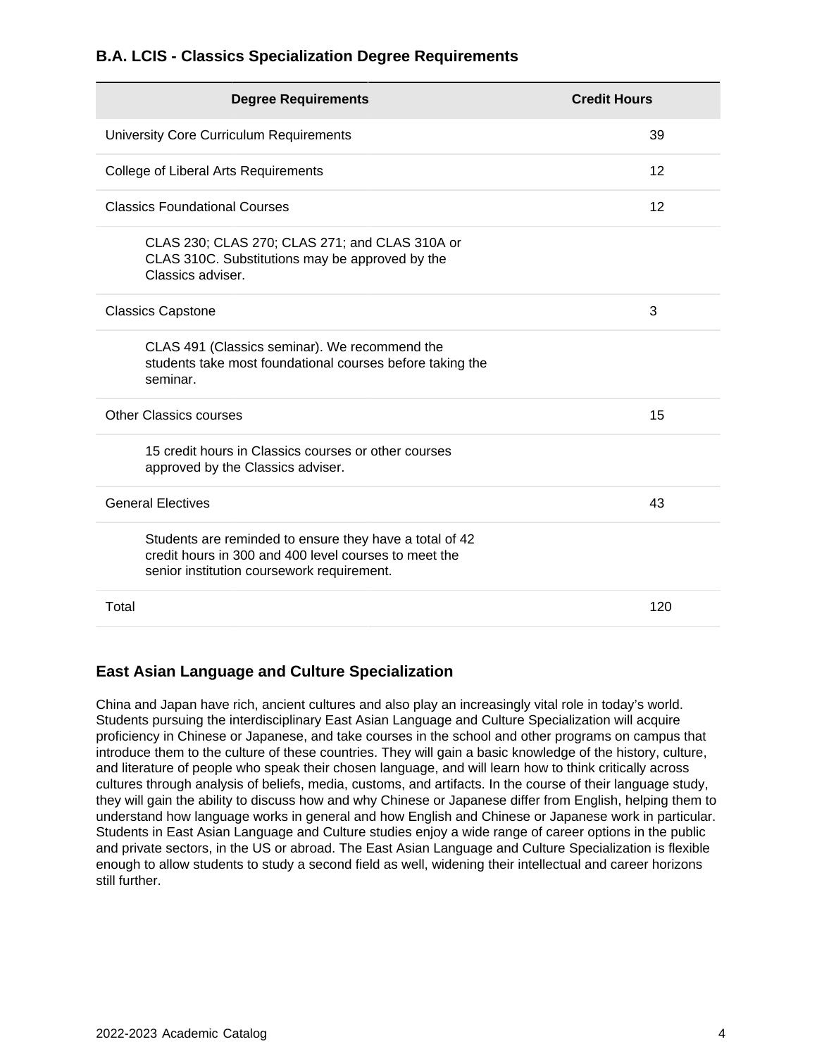### B.A. LCIS - Classics Specialization Degree Requirements

| Degree Requirements | Credit Hours |
| --- | --- |
| University Core Curriculum Requirements | 39 |
| College of Liberal Arts Requirements | 12 |
| Classics Foundational Courses | 12 |
| CLAS 230; CLAS 270; CLAS 271; and CLAS 310A or CLAS 310C. Substitutions may be approved by the Classics adviser. | |
| Classics Capstone | 3 |
| CLAS 491 (Classics seminar). We recommend the students take most foundational courses before taking the seminar. | |
| Other Classics courses | 15 |
| 15 credit hours in Classics courses or other courses approved by the Classics adviser. | |
| General Electives | 43 |
| Students are reminded to ensure they have a total of 42 credit hours in 300 and 400 level courses to meet the senior institution coursework requirement. | |
| Total | 120 |

### East Asian Language and Culture Specialization

China and Japan have rich, ancient cultures and also play an increasingly vital role in today's world. Students pursuing the interdisciplinary East Asian Language and Culture Specialization will acquire proficiency in Chinese or Japanese, and take courses in the school and other programs on campus that introduce them to the culture of these countries. They will gain a basic knowledge of the history, culture, and literature of people who speak their chosen language, and will learn how to think critically across cultures through analysis of beliefs, media, customs, and artifacts. In the course of their language study, they will gain the ability to discuss how and why Chinese or Japanese differ from English, helping them to understand how language works in general and how English and Chinese or Japanese work in particular. Students in East Asian Language and Culture studies enjoy a wide range of career options in the public and private sectors, in the US or abroad. The East Asian Language and Culture Specialization is flexible enough to allow students to study a second field as well, widening their intellectual and career horizons still further.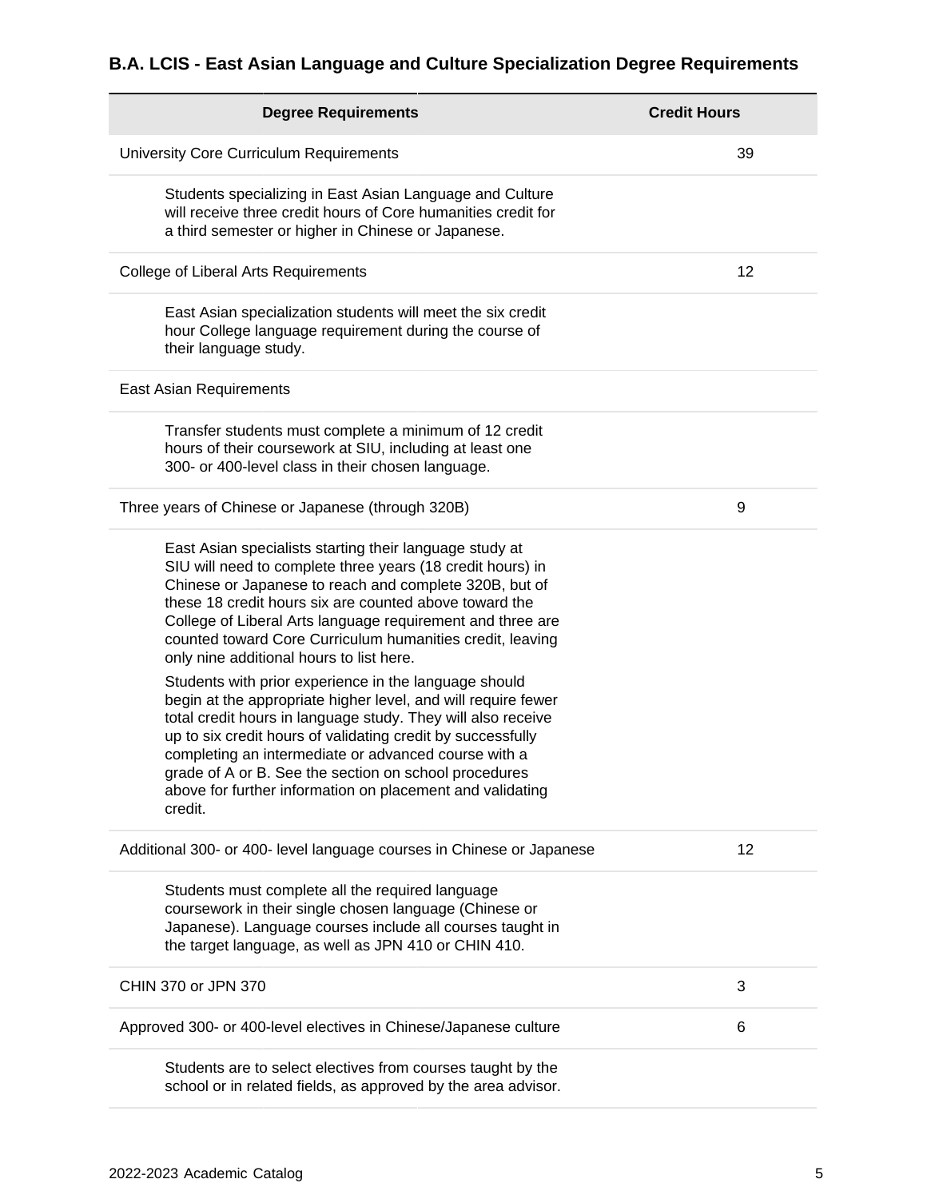### B.A. LCIS - East Asian Language and Culture Specialization Degree Requirements

| Degree Requirements | Credit Hours |
|---|---|
| University Core Curriculum Requirements | 39 |
| Students specializing in East Asian Language and Culture will receive three credit hours of Core humanities credit for a third semester or higher in Chinese or Japanese. | |
| College of Liberal Arts Requirements | 12 |
| East Asian specialization students will meet the six credit hour College language requirement during the course of their language study. | |
| East Asian Requirements | |
| Transfer students must complete a minimum of 12 credit hours of their coursework at SIU, including at least one 300- or 400-level class in their chosen language. | |
| Three years of Chinese or Japanese (through 320B) | 9 |
| East Asian specialists starting their language study at SIU will need to complete three years (18 credit hours) in Chinese or Japanese to reach and complete 320B, but of these 18 credit hours six are counted above toward the College of Liberal Arts language requirement and three are counted toward Core Curriculum humanities credit, leaving only nine additional hours to list here.<br><br>Students with prior experience in the language should begin at the appropriate higher level, and will require fewer total credit hours in language study. They will also receive up to six credit hours of validating credit by successfully completing an intermediate or advanced course with a grade of A or B. See the section on school procedures above for further information on placement and validating credit. | |
| Additional 300- or 400- level language courses in Chinese or Japanese | 12 |
| Students must complete all the required language coursework in their single chosen language (Chinese or Japanese). Language courses include all courses taught in the target language, as well as JPN 410 or CHIN 410. | |
| CHIN 370 or JPN 370 | 3 |
| Approved 300- or 400-level electives in Chinese/Japanese culture | 6 |
| Students are to select electives from courses taught by the school or in related fields, as approved by the area advisor. | |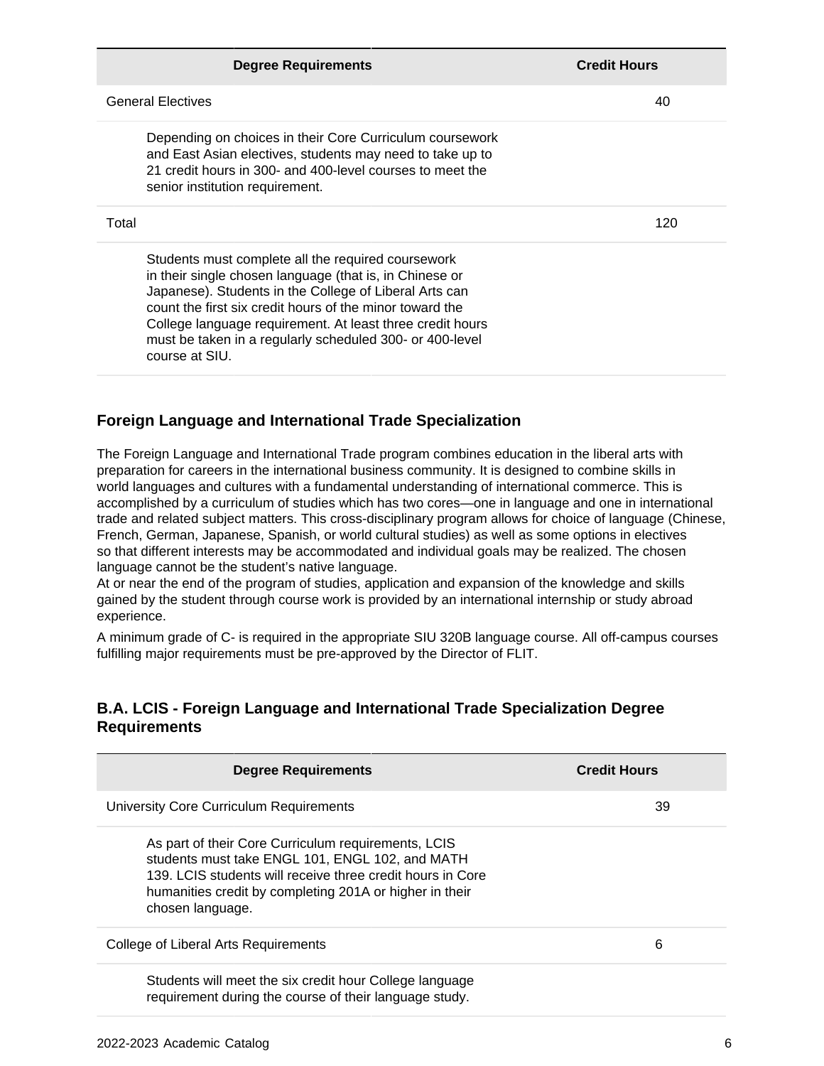| Degree Requirements | Credit Hours |
|---|---|
| General Electives | 40 |
| Depending on choices in their Core Curriculum coursework and East Asian electives, students may need to take up to 21 credit hours in 300- and 400-level courses to meet the senior institution requirement. | |
| Total | 120 |
| Students must complete all the required coursework in their single chosen language (that is, in Chinese or Japanese). Students in the College of Liberal Arts can count the first six credit hours of the minor toward the College language requirement. At least three credit hours must be taken in a regularly scheduled 300- or 400-level course at SIU. | |

### Foreign Language and International Trade Specialization

The Foreign Language and International Trade program combines education in the liberal arts with preparation for careers in the international business community. It is designed to combine skills in world languages and cultures with a fundamental understanding of international commerce. This is accomplished by a curriculum of studies which has two cores—one in language and one in international trade and related subject matters. This cross-disciplinary program allows for choice of language (Chinese, French, German, Japanese, Spanish, or world cultural studies) as well as some options in electives so that different interests may be accommodated and individual goals may be realized. The chosen language cannot be the student's native language.

At or near the end of the program of studies, application and expansion of the knowledge and skills gained by the student through course work is provided by an international internship or study abroad experience.

A minimum grade of C- is required in the appropriate SIU 320B language course. All off-campus courses fulfilling major requirements must be pre-approved by the Director of FLIT.

### B.A. LCIS - Foreign Language and International Trade Specialization Degree Requirements

| Degree Requirements | Credit Hours |
|---|---|
| University Core Curriculum Requirements | 39 |
| As part of their Core Curriculum requirements, LCIS students must take ENGL 101, ENGL 102, and MATH 139. LCIS students will receive three credit hours in Core humanities credit by completing 201A or higher in their chosen language. | |
| College of Liberal Arts Requirements | 6 |
| Students will meet the six credit hour College language requirement during the course of their language study. | |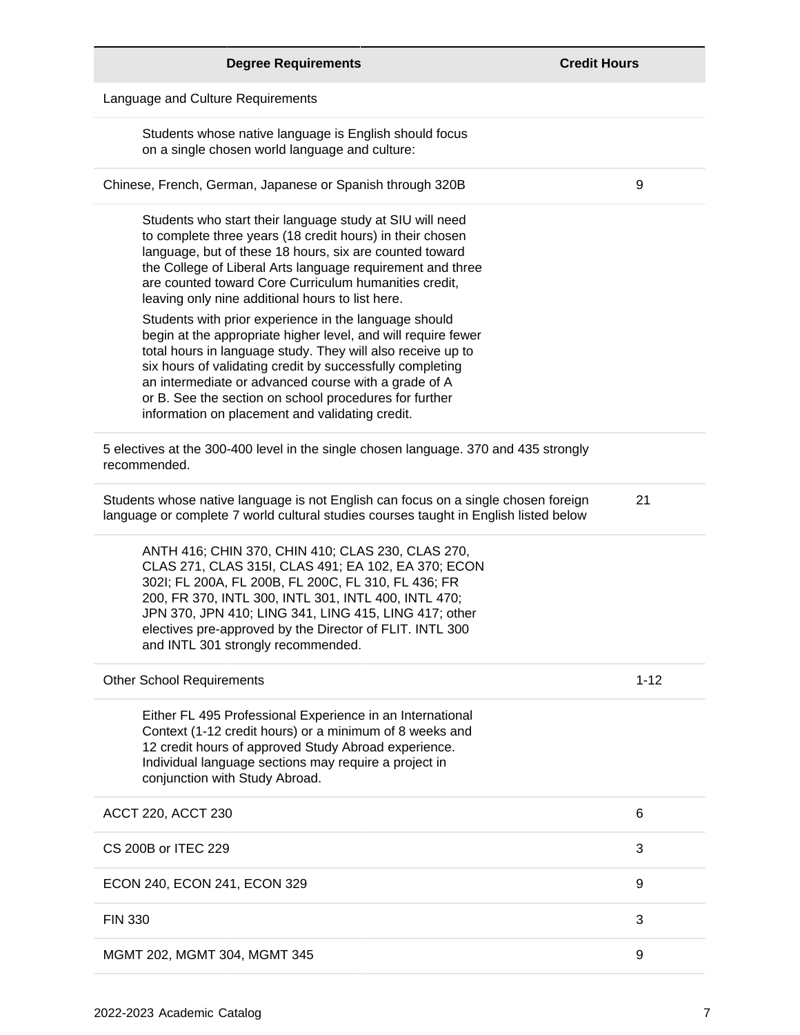| Degree Requirements | Credit Hours |
|---|---|
| Language and Culture Requirements | |
| Students whose native language is English should focus on a single chosen world language and culture: | |
| Chinese, French, German, Japanese or Spanish through 320B | 9 |
| Students who start their language study at SIU will need to complete three years (18 credit hours) in their chosen language, but of these 18 hours, six are counted toward the College of Liberal Arts language requirement and three are counted toward Core Curriculum humanities credit, leaving only nine additional hours to list here. Students with prior experience in the language should begin at the appropriate higher level, and will require fewer total hours in language study. They will also receive up to six hours of validating credit by successfully completing an intermediate or advanced course with a grade of A or B. See the section on school procedures for further information on placement and validating credit. | |
| 5 electives at the 300-400 level in the single chosen language. 370 and 435 strongly recommended. | |
| Students whose native language is not English can focus on a single chosen foreign language or complete 7 world cultural studies courses taught in English listed below | 21 |
| ANTH 416; CHIN 370, CHIN 410; CLAS 230, CLAS 270, CLAS 271, CLAS 315I, CLAS 491; EA 102, EA 370; ECON 302I; FL 200A, FL 200B, FL 200C, FL 310, FL 436; FR 200, FR 370, INTL 300, INTL 301, INTL 400, INTL 470; JPN 370, JPN 410; LING 341, LING 415, LING 417; other electives pre-approved by the Director of FLIT. INTL 300 and INTL 301 strongly recommended. | |
| Other School Requirements | 1-12 |
| Either FL 495 Professional Experience in an International Context (1-12 credit hours) or a minimum of 8 weeks and 12 credit hours of approved Study Abroad experience. Individual language sections may require a project in conjunction with Study Abroad. | |
| ACCT 220, ACCT 230 | 6 |
| CS 200B or ITEC 229 | 3 |
| ECON 240, ECON 241, ECON 329 | 9 |
| FIN 330 | 3 |
| MGMT 202, MGMT 304, MGMT 345 | 9 |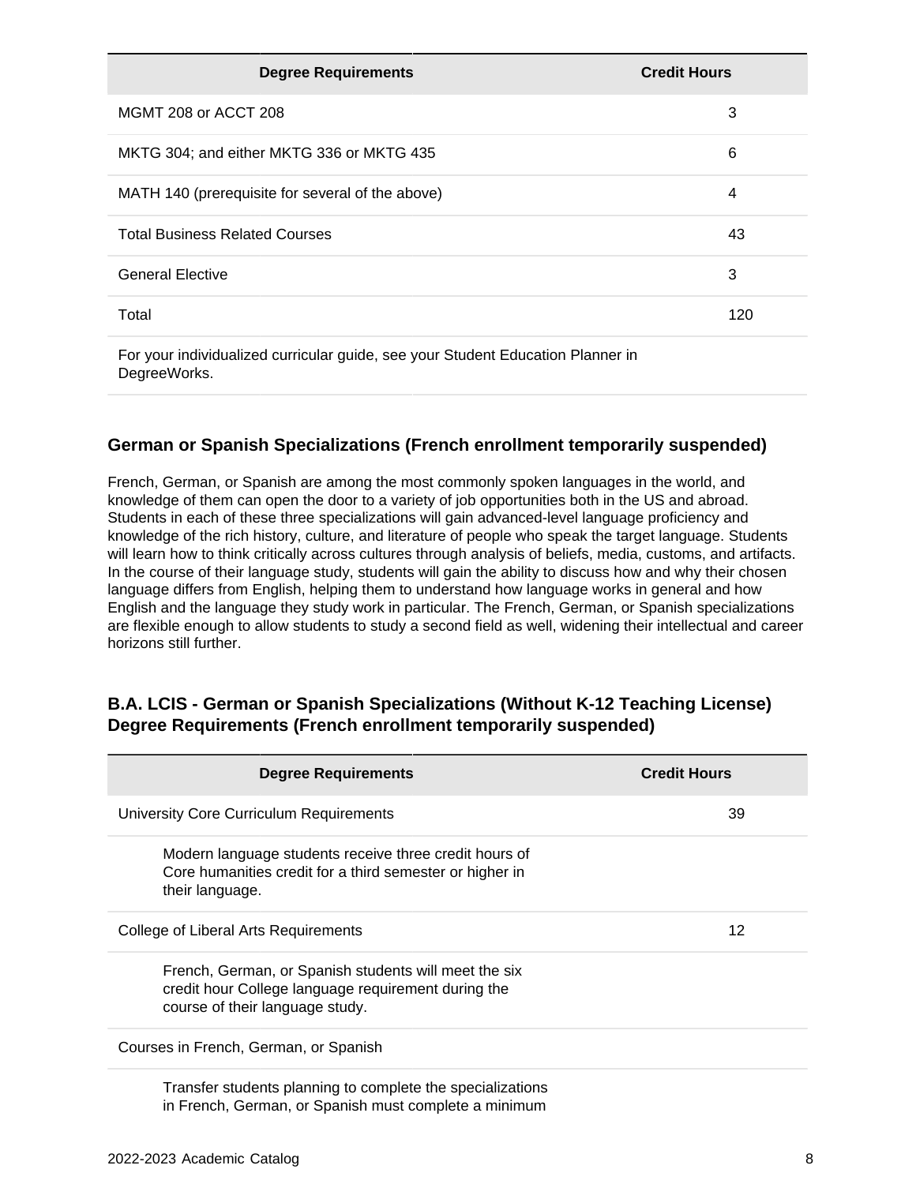| Degree Requirements | Credit Hours |
| --- | --- |
| MGMT 208 or ACCT 208 | 3 |
| MKTG 304; and either MKTG 336 or MKTG 435 | 6 |
| MATH 140 (prerequisite for several of the above) | 4 |
| Total Business Related Courses | 43 |
| General Elective | 3 |
| Total | 120 |
| For your individualized curricular guide, see your Student Education Planner in DegreeWorks. | |

### German or Spanish Specializations (French enrollment temporarily suspended)

French, German, or Spanish are among the most commonly spoken languages in the world, and knowledge of them can open the door to a variety of job opportunities both in the US and abroad. Students in each of these three specializations will gain advanced-level language proficiency and knowledge of the rich history, culture, and literature of people who speak the target language. Students will learn how to think critically across cultures through analysis of beliefs, media, customs, and artifacts. In the course of their language study, students will gain the ability to discuss how and why their chosen language differs from English, helping them to understand how language works in general and how English and the language they study work in particular. The French, German, or Spanish specializations are flexible enough to allow students to study a second field as well, widening their intellectual and career horizons still further.

### B.A. LCIS - German or Spanish Specializations (Without K-12 Teaching License) Degree Requirements (French enrollment temporarily suspended)

| Degree Requirements | Credit Hours |
| --- | --- |
| University Core Curriculum Requirements | 39 |
| Modern language students receive three credit hours of Core humanities credit for a third semester or higher in their language. | |
| College of Liberal Arts Requirements | 12 |
| French, German, or Spanish students will meet the six credit hour College language requirement during the course of their language study. | |
| Courses in French, German, or Spanish | |
| Transfer students planning to complete the specializations in French, German, or Spanish must complete a minimum | |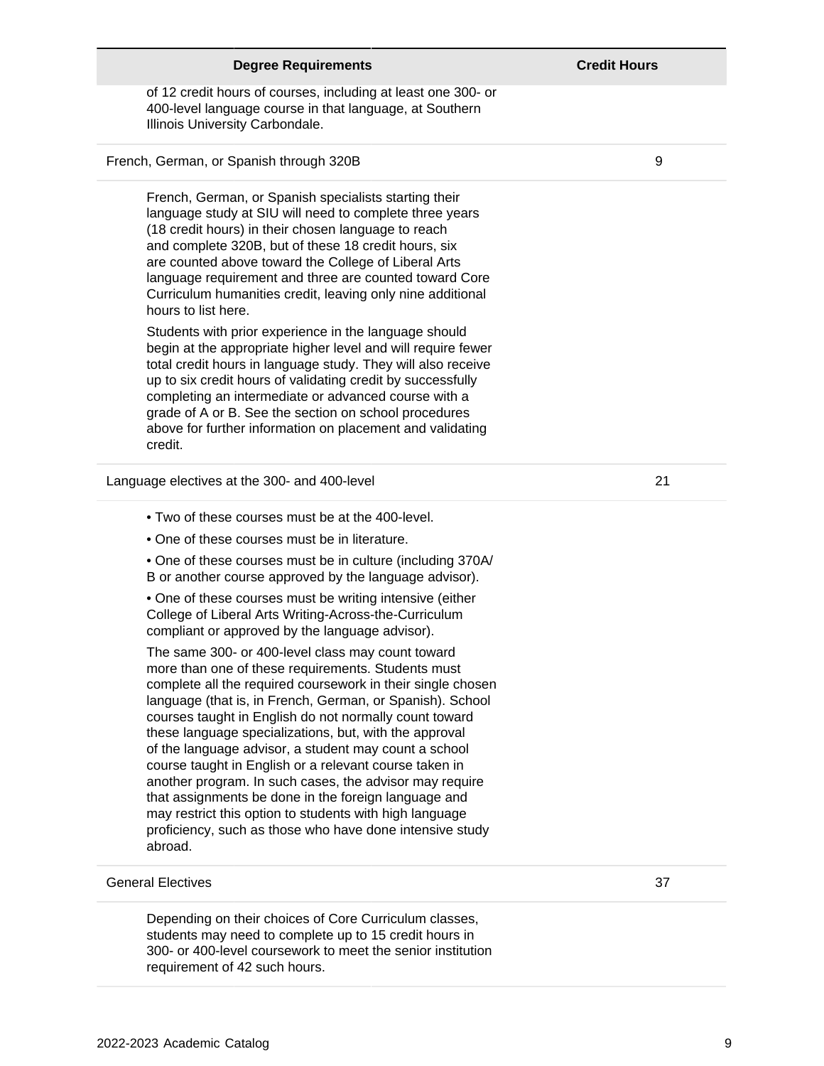| Degree Requirements | Credit Hours |
| --- | --- |
| of 12 credit hours of courses, including at least one 300- or 400-level language course in that language, at Southern Illinois University Carbondale. | |
| French, German, or Spanish through 320B | 9 |
| French, German, or Spanish specialists starting their language study at SIU will need to complete three years (18 credit hours) in their chosen language to reach and complete 320B, but of these 18 credit hours, six are counted above toward the College of Liberal Arts language requirement and three are counted toward Core Curriculum humanities credit, leaving only nine additional hours to list here.<br><br>Students with prior experience in the language should begin at the appropriate higher level and will require fewer total credit hours in language study. They will also receive up to six credit hours of validating credit by successfully completing an intermediate or advanced course with a grade of A or B. See the section on school procedures above for further information on placement and validating credit. | |
| Language electives at the 300- and 400-level | 21 |
| • Two of these courses must be at the 400-level.<br>• One of these courses must be in literature.<br>• One of these courses must be in culture (including 370A/B or another course approved by the language advisor).<br>• One of these courses must be writing intensive (either College of Liberal Arts Writing-Across-the-Curriculum compliant or approved by the language advisor).<br><br>The same 300- or 400-level class may count toward more than one of these requirements. Students must complete all the required coursework in their single chosen language (that is, in French, German, or Spanish). School courses taught in English do not normally count toward these language specializations, but, with the approval of the language advisor, a student may count a school course taught in English or a relevant course taken in another program. In such cases, the advisor may require that assignments be done in the foreign language and may restrict this option to students with high language proficiency, such as those who have done intensive study abroad. | |
| General Electives | 37 |
| Depending on their choices of Core Curriculum classes, students may need to complete up to 15 credit hours in 300- or 400-level coursework to meet the senior institution requirement of 42 such hours. | |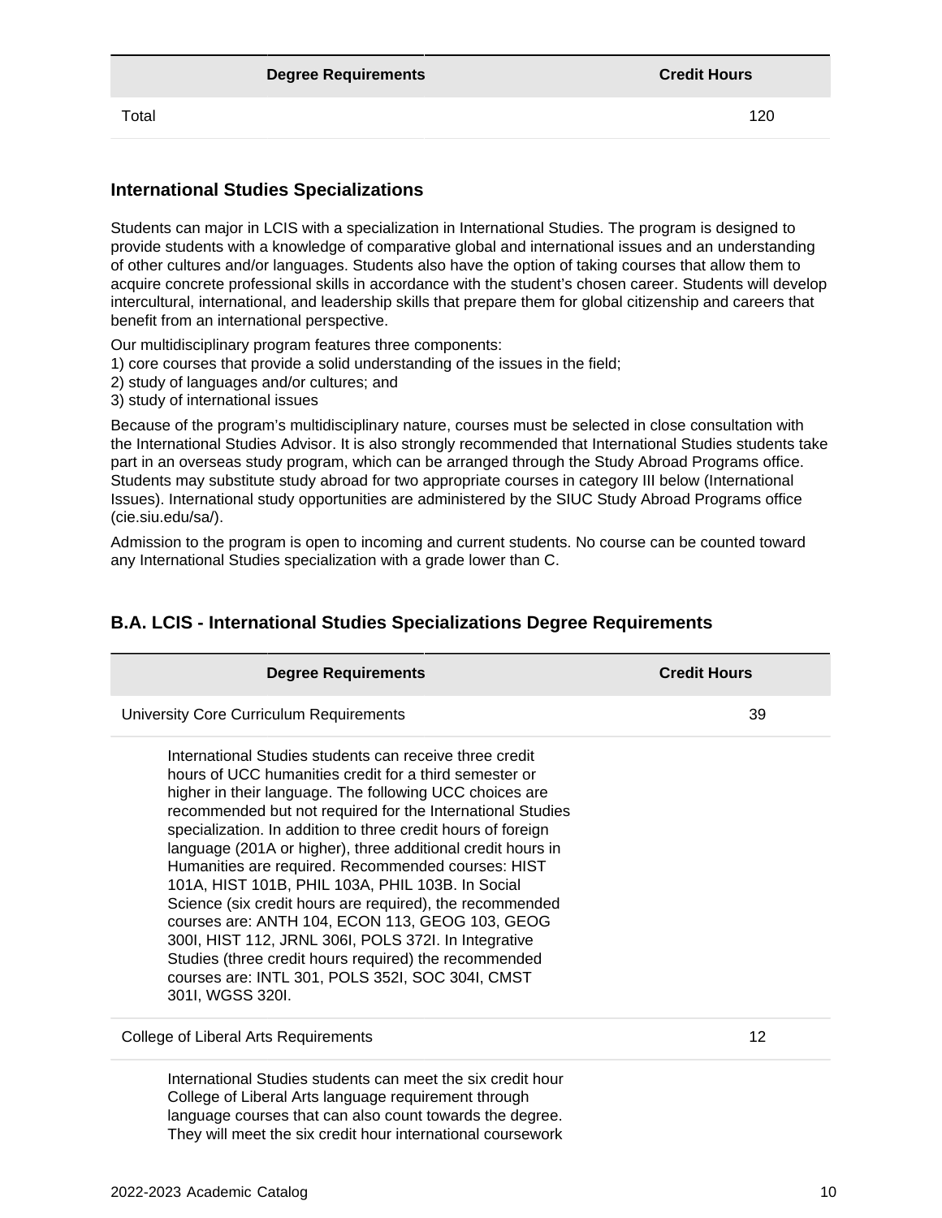| Degree Requirements | Credit Hours |
| --- | --- |
| Total | 120 |

### International Studies Specializations

Students can major in LCIS with a specialization in International Studies. The program is designed to provide students with a knowledge of comparative global and international issues and an understanding of other cultures and/or languages. Students also have the option of taking courses that allow them to acquire concrete professional skills in accordance with the student's chosen career. Students will develop intercultural, international, and leadership skills that prepare them for global citizenship and careers that benefit from an international perspective.

Our multidisciplinary program features three components:
1) core courses that provide a solid understanding of the issues in the field;
2) study of languages and/or cultures; and
3) study of international issues

Because of the program's multidisciplinary nature, courses must be selected in close consultation with the International Studies Advisor. It is also strongly recommended that International Studies students take part in an overseas study program, which can be arranged through the Study Abroad Programs office. Students may substitute study abroad for two appropriate courses in category III below (International Issues). International study opportunities are administered by the SIUC Study Abroad Programs office (cie.siu.edu/sa/).

Admission to the program is open to incoming and current students. No course can be counted toward any International Studies specialization with a grade lower than C.

### B.A. LCIS - International Studies Specializations Degree Requirements

| Degree Requirements | Credit Hours |
| --- | --- |
| University Core Curriculum Requirements | 39 |
| International Studies students can receive three credit hours of UCC humanities credit for a third semester or higher in their language. The following UCC choices are recommended but not required for the International Studies specialization. In addition to three credit hours of foreign language (201A or higher), three additional credit hours in Humanities are required. Recommended courses: HIST 101A, HIST 101B, PHIL 103A, PHIL 103B. In Social Science (six credit hours are required), the recommended courses are: ANTH 104, ECON 113, GEOG 103, GEOG 300I, HIST 112, JRNL 306I, POLS 372I. In Integrative Studies (three credit hours required) the recommended courses are: INTL 301, POLS 352I, SOC 304I, CMST 301I, WGSS 320I. | |
| College of Liberal Arts Requirements | 12 |
| International Studies students can meet the six credit hour College of Liberal Arts language requirement through language courses that can also count towards the degree. They will meet the six credit hour international coursework | |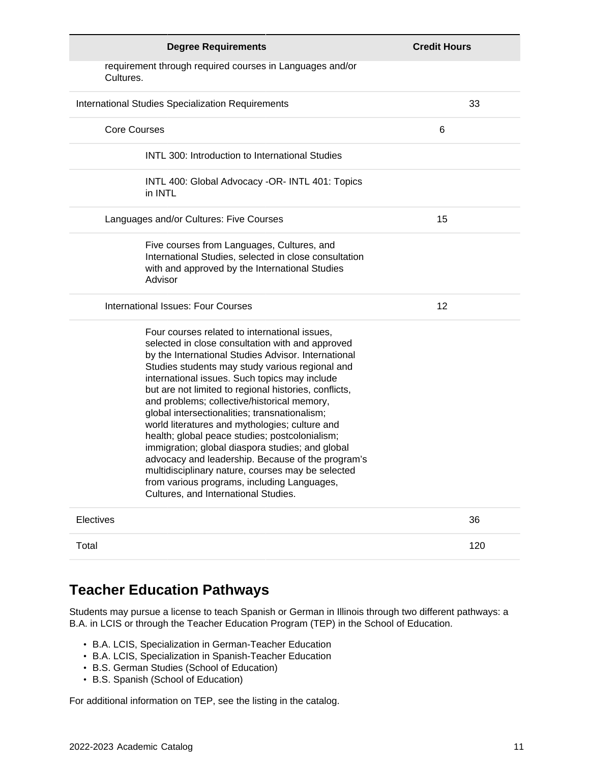| Degree Requirements | Credit Hours | |
| --- | --- | --- |
| requirement through required courses in Languages and/or Cultures. | | |
| International Studies Specialization Requirements | | 33 |
| Core Courses | 6 | |
| INTL 300: Introduction to International Studies | | |
| INTL 400: Global Advocacy -OR- INTL 401: Topics in INTL | | |
| Languages and/or Cultures: Five Courses | 15 | |
| Five courses from Languages, Cultures, and International Studies, selected in close consultation with and approved by the International Studies Advisor | | |
| International Issues: Four Courses | 12 | |
| Four courses related to international issues, selected in close consultation with and approved by the International Studies Advisor. International Studies students may study various regional and international issues. Such topics may include but are not limited to regional histories, conflicts, and problems; collective/historical memory, global intersectionalities; transnationalism; world literatures and mythologies; culture and health; global peace studies; postcolonialism; immigration; global diaspora studies; and global advocacy and leadership. Because of the program's multidisciplinary nature, courses may be selected from various programs, including Languages, Cultures, and International Studies. | | |
| Electives | | 36 |
| Total | | 120 |

## Teacher Education Pathways

Students may pursue a license to teach Spanish or German in Illinois through two different pathways: a B.A. in LCIS or through the Teacher Education Program (TEP) in the School of Education.

- B.A. LCIS, Specialization in German-Teacher Education
- B.A. LCIS, Specialization in Spanish-Teacher Education
- B.S. German Studies (School of Education)
- B.S. Spanish (School of Education)

For additional information on TEP, see the listing in the catalog.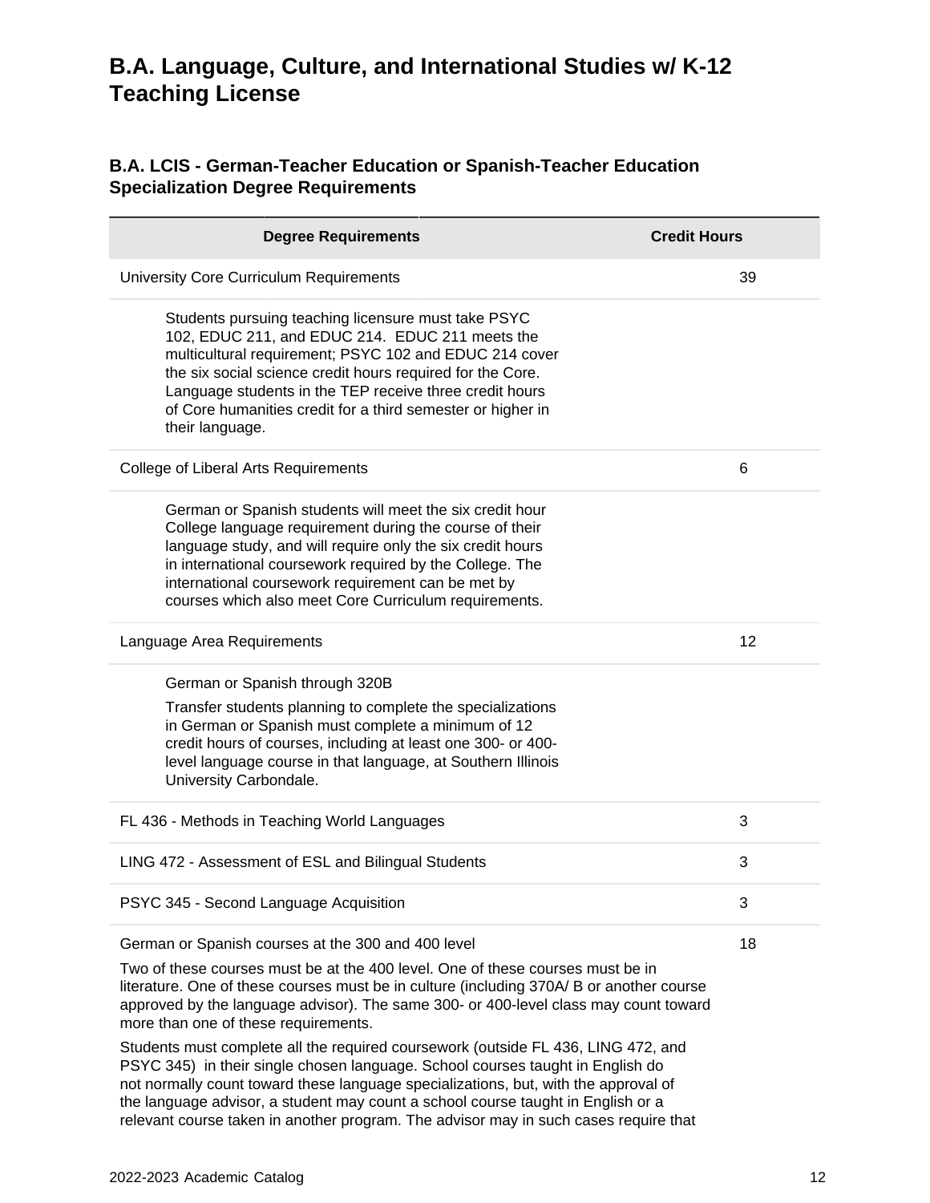# B.A. Language, Culture, and International Studies w/ K-12 Teaching License

## B.A. LCIS - German-Teacher Education or Spanish-Teacher Education Specialization Degree Requirements

| Degree Requirements | Credit Hours |
|---|---|
| University Core Curriculum Requirements | 39 |
| Students pursuing teaching licensure must take PSYC 102, EDUC 211, and EDUC 214. EDUC 211 meets the multicultural requirement; PSYC 102 and EDUC 214 cover the six social science credit hours required for the Core. Language students in the TEP receive three credit hours of Core humanities credit for a third semester or higher in their language. | |
| College of Liberal Arts Requirements | 6 |
| German or Spanish students will meet the six credit hour College language requirement during the course of their language study, and will require only the six credit hours in international coursework required by the College. The international coursework requirement can be met by courses which also meet Core Curriculum requirements. | |
| Language Area Requirements | 12 |
| German or Spanish through 320B<br><br>Transfer students planning to complete the specializations in German or Spanish must complete a minimum of 12 credit hours of courses, including at least one 300- or 400-level language course in that language, at Southern Illinois University Carbondale. | |
| FL 436 - Methods in Teaching World Languages | 3 |
| LING 472 - Assessment of ESL and Bilingual Students | 3 |
| PSYC 345 - Second Language Acquisition | 3 |
| German or Spanish courses at the 300 and 400 level<br><br>Two of these courses must be at the 400 level. One of these courses must be in literature. One of these courses must be in culture (including 370A/ B or another course approved by the language advisor). The same 300- or 400-level class may count toward more than one of these requirements.<br><br>Students must complete all the required coursework (outside FL 436, LING 472, and PSYC 345) in their single chosen language. School courses taught in English do not normally count toward these language specializations, but, with the approval of the language advisor, a student may count a school course taught in English or a relevant course taken in another program. The advisor may in such cases require that | 18 |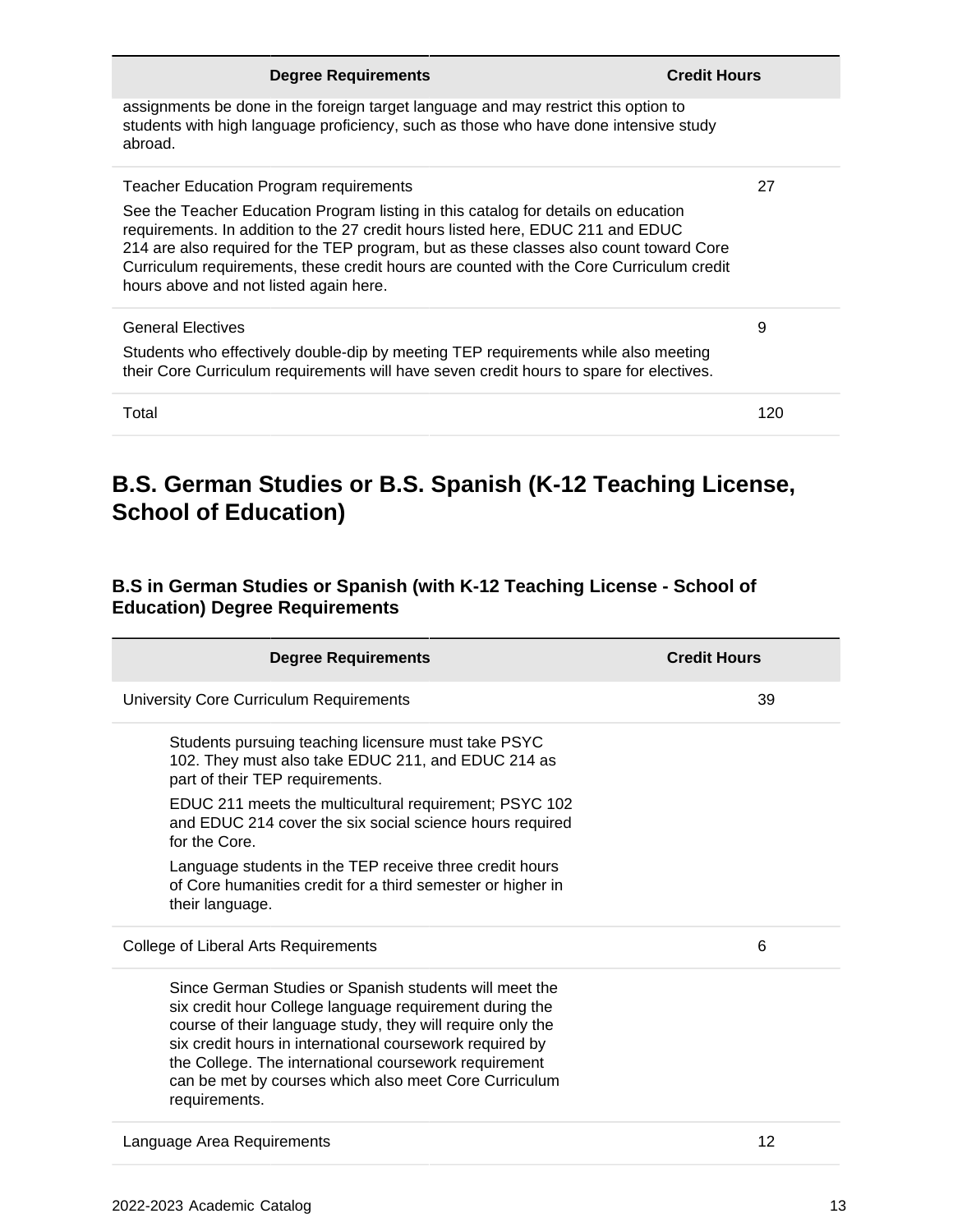| Degree Requirements | Credit Hours |
|---|---|
| assignments be done in the foreign target language and may restrict this option to students with high language proficiency, such as those who have done intensive study abroad. | |
| Teacher Education Program requirements<br><br>See the Teacher Education Program listing in this catalog for details on education requirements. In addition to the 27 credit hours listed here, EDUC 211 and EDUC 214 are also required for the TEP program, but as these classes also count toward Core Curriculum requirements, these credit hours are counted with the Core Curriculum credit hours above and not listed again here. | 27 |
| General Electives<br><br>Students who effectively double-dip by meeting TEP requirements while also meeting their Core Curriculum requirements will have seven credit hours to spare for electives. | 9 |
| Total | 120 |

## B.S. German Studies or B.S. Spanish (K-12 Teaching License, School of Education)

### B.S in German Studies or Spanish (with K-12 Teaching License - School of Education) Degree Requirements

| Degree Requirements | Credit Hours |
|---|---|
| University Core Curriculum Requirements | 39 |
| Students pursuing teaching licensure must take PSYC 102. They must also take EDUC 211, and EDUC 214 as part of their TEP requirements.<br><br>EDUC 211 meets the multicultural requirement; PSYC 102 and EDUC 214 cover the six social science hours required for the Core.<br><br>Language students in the TEP receive three credit hours of Core humanities credit for a third semester or higher in their language. | |
| College of Liberal Arts Requirements | 6 |
| Since German Studies or Spanish students will meet the six credit hour College language requirement during the course of their language study, they will require only the six credit hours in international coursework required by the College. The international coursework requirement can be met by courses which also meet Core Curriculum requirements. | |
| Language Area Requirements | 12 |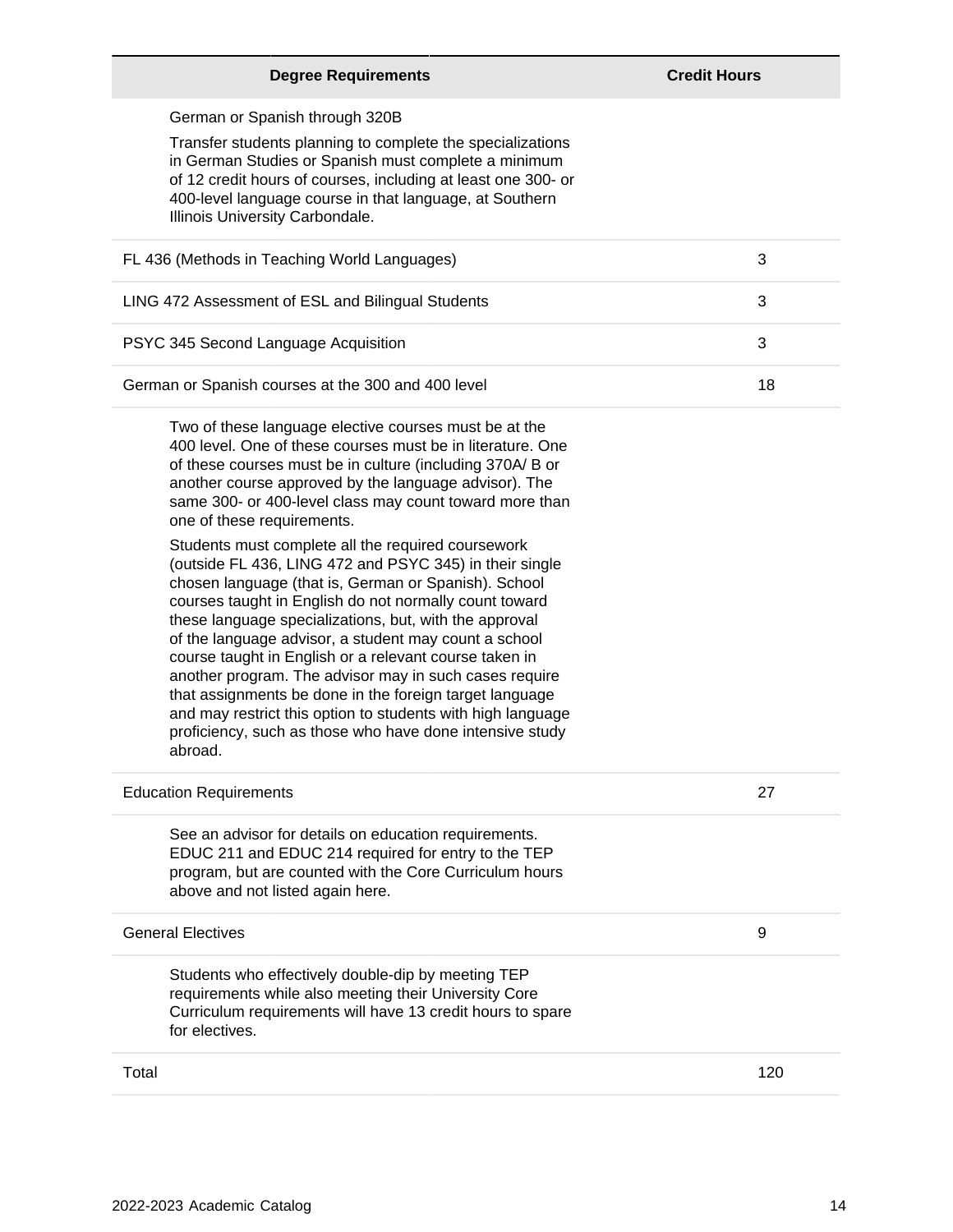| Degree Requirements | Credit Hours |
|---|---|
| German or Spanish through 320B<br><br>Transfer students planning to complete the specializations in German Studies or Spanish must complete a minimum of 12 credit hours of courses, including at least one 300- or 400-level language course in that language, at Southern Illinois University Carbondale. | |
| FL 436 (Methods in Teaching World Languages) | 3 |
| LING 472 Assessment of ESL and Bilingual Students | 3 |
| PSYC 345 Second Language Acquisition | 3 |
| German or Spanish courses at the 300 and 400 level | 18 |
| Two of these language elective courses must be at the 400 level. One of these courses must be in literature. One of these courses must be in culture (including 370A/ B or another course approved by the language advisor). The same 300- or 400-level class may count toward more than one of these requirements.<br><br>Students must complete all the required coursework (outside FL 436, LING 472 and PSYC 345) in their single chosen language (that is, German or Spanish). School courses taught in English do not normally count toward these language specializations, but, with the approval of the language advisor, a student may count a school course taught in English or a relevant course taken in another program. The advisor may in such cases require that assignments be done in the foreign target language and may restrict this option to students with high language proficiency, such as those who have done intensive study abroad. | |
| Education Requirements | 27 |
| See an advisor for details on education requirements. EDUC 211 and EDUC 214 required for entry to the TEP program, but are counted with the Core Curriculum hours above and not listed again here. | |
| General Electives | 9 |
| Students who effectively double-dip by meeting TEP requirements while also meeting their University Core Curriculum requirements will have 13 credit hours to spare for electives. | |
| Total | 120 |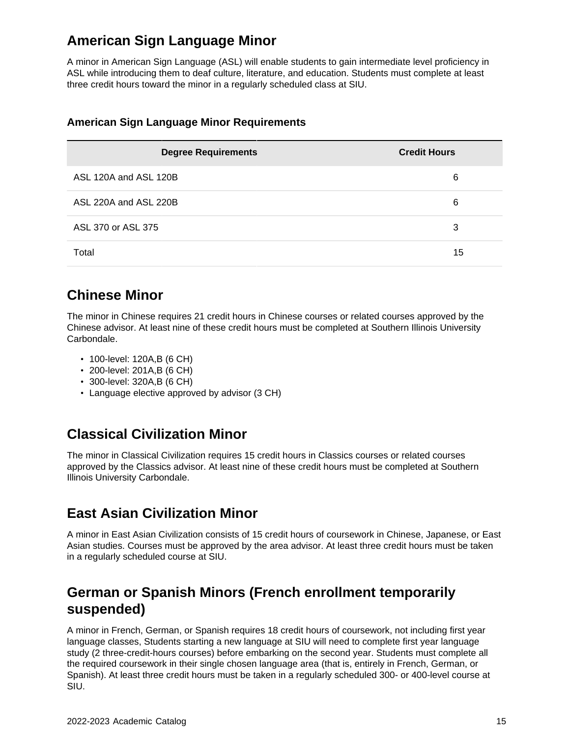## American Sign Language Minor

A minor in American Sign Language (ASL) will enable students to gain intermediate level proficiency in ASL while introducing them to deaf culture, literature, and education. Students must complete at least three credit hours toward the minor in a regularly scheduled class at SIU.

### American Sign Language Minor Requirements

| Degree Requirements | Credit Hours |
|---|---|
| ASL 120A and ASL 120B | 6 |
| ASL 220A and ASL 220B | 6 |
| ASL 370 or ASL 375 | 3 |
| Total | 15 |

## Chinese Minor

The minor in Chinese requires 21 credit hours in Chinese courses or related courses approved by the Chinese advisor. At least nine of these credit hours must be completed at Southern Illinois University Carbondale.

- 100-level: 120A,B (6 CH)
- 200-level: 201A,B (6 CH)
- 300-level: 320A,B (6 CH)
- Language elective approved by advisor (3 CH)

## Classical Civilization Minor

The minor in Classical Civilization requires 15 credit hours in Classics courses or related courses approved by the Classics advisor. At least nine of these credit hours must be completed at Southern Illinois University Carbondale.

## East Asian Civilization Minor

A minor in East Asian Civilization consists of 15 credit hours of coursework in Chinese, Japanese, or East Asian studies. Courses must be approved by the area advisor. At least three credit hours must be taken in a regularly scheduled course at SIU.

## German or Spanish Minors (French enrollment temporarily suspended)

A minor in French, German, or Spanish requires 18 credit hours of coursework, not including first year language classes, Students starting a new language at SIU will need to complete first year language study (2 three-credit-hours courses) before embarking on the second year. Students must complete all the required coursework in their single chosen language area (that is, entirely in French, German, or Spanish). At least three credit hours must be taken in a regularly scheduled 300- or 400-level course at SIU.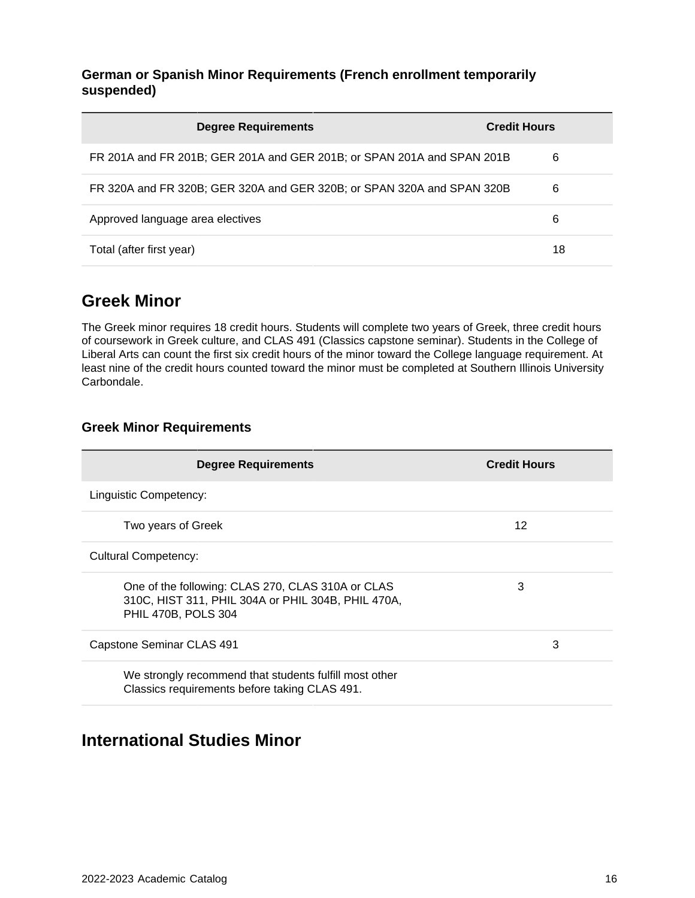### German or Spanish Minor Requirements (French enrollment temporarily suspended)

| Degree Requirements | Credit Hours |
| --- | --- |
| FR 201A and FR 201B; GER 201A and GER 201B; or SPAN 201A and SPAN 201B | 6 |
| FR 320A and FR 320B; GER 320A and GER 320B; or SPAN 320A and SPAN 320B | 6 |
| Approved language area electives | 6 |
| Total (after first year) | 18 |

## Greek Minor

The Greek minor requires 18 credit hours. Students will complete two years of Greek, three credit hours of coursework in Greek culture, and CLAS 491 (Classics capstone seminar). Students in the College of Liberal Arts can count the first six credit hours of the minor toward the College language requirement. At least nine of the credit hours counted toward the minor must be completed at Southern Illinois University Carbondale.

### Greek Minor Requirements

| Degree Requirements | Credit Hours |
| --- | --- |
| Linguistic Competency: | |
| Two years of Greek | 12 |
| Cultural Competency: | |
| One of the following: CLAS 270, CLAS 310A or CLAS 310C, HIST 311, PHIL 304A or PHIL 304B, PHIL 470A, PHIL 470B, POLS 304 | 3 |
| Capstone Seminar CLAS 491 | 3 |
| We strongly recommend that students fulfill most other Classics requirements before taking CLAS 491. | |

## International Studies Minor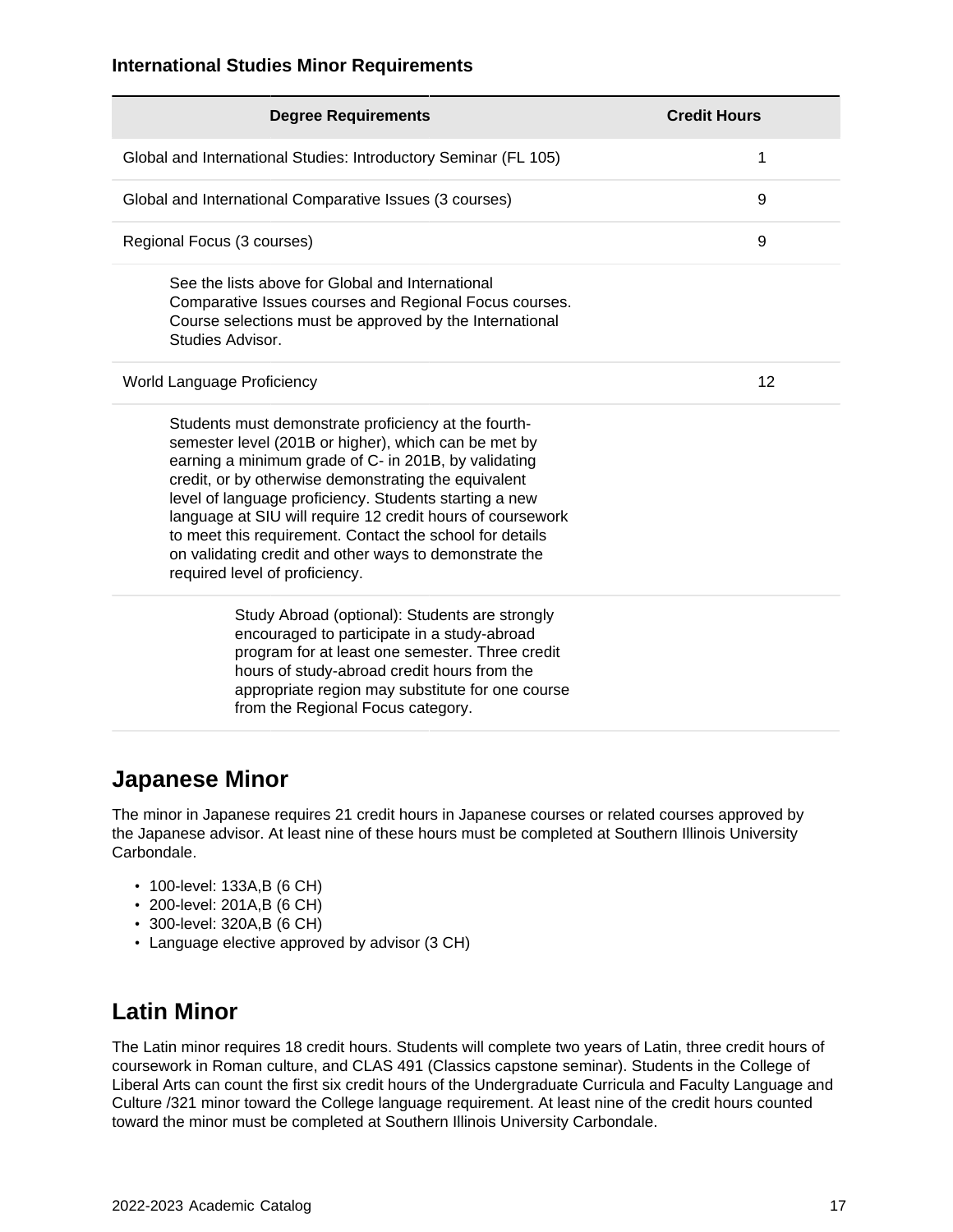#### International Studies Minor Requirements

| Degree Requirements | Credit Hours |
| --- | --- |
| Global and International Studies: Introductory Seminar (FL 105) | 1 |
| Global and International Comparative Issues (3 courses) | 9 |
| Regional Focus (3 courses) | 9 |
| See the lists above for Global and International Comparative Issues courses and Regional Focus courses. Course selections must be approved by the International Studies Advisor. | |
| World Language Proficiency | 12 |
| Students must demonstrate proficiency at the fourth-semester level (201B or higher), which can be met by earning a minimum grade of C- in 201B, by validating credit, or by otherwise demonstrating the equivalent level of language proficiency. Students starting a new language at SIU will require 12 credit hours of coursework to meet this requirement. Contact the school for details on validating credit and other ways to demonstrate the required level of proficiency. | |
| Study Abroad (optional): Students are strongly encouraged to participate in a study-abroad program for at least one semester. Three credit hours of study-abroad credit hours from the appropriate region may substitute for one course from the Regional Focus category. | |

## Japanese Minor

The minor in Japanese requires 21 credit hours in Japanese courses or related courses approved by the Japanese advisor. At least nine of these hours must be completed at Southern Illinois University Carbondale.

- 100-level: 133A,B (6 CH)
- 200-level: 201A,B (6 CH)
- 300-level: 320A,B (6 CH)
- Language elective approved by advisor (3 CH)

## Latin Minor

The Latin minor requires 18 credit hours. Students will complete two years of Latin, three credit hours of coursework in Roman culture, and CLAS 491 (Classics capstone seminar). Students in the College of Liberal Arts can count the first six credit hours of the Undergraduate Curricula and Faculty Language and Culture /321 minor toward the College language requirement. At least nine of the credit hours counted toward the minor must be completed at Southern Illinois University Carbondale.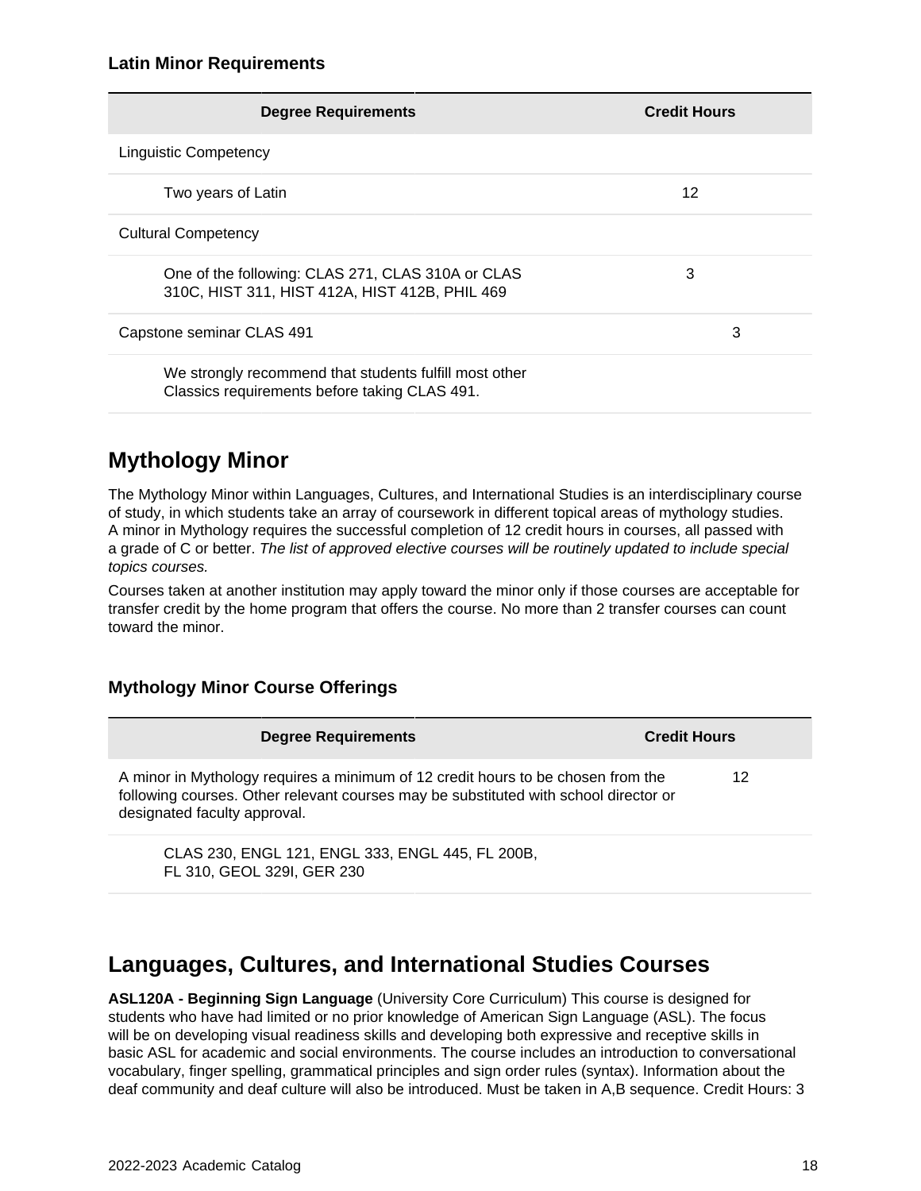### Latin Minor Requirements

| Degree Requirements | Credit Hours |
| --- | --- |
| Linguistic Competency | |
| Two years of Latin | 12 |
| Cultural Competency | |
| One of the following: CLAS 271, CLAS 310A or CLAS 310C, HIST 311, HIST 412A, HIST 412B, PHIL 469 | 3 |
| Capstone seminar CLAS 491 | 3 |
| We strongly recommend that students fulfill most other Classics requirements before taking CLAS 491. | |

## Mythology Minor

The Mythology Minor within Languages, Cultures, and International Studies is an interdisciplinary course of study, in which students take an array of coursework in different topical areas of mythology studies. A minor in Mythology requires the successful completion of 12 credit hours in courses, all passed with a grade of C or better. *The list of approved elective courses will be routinely updated to include special topics courses.*

Courses taken at another institution may apply toward the minor only if those courses are acceptable for transfer credit by the home program that offers the course. No more than 2 transfer courses can count toward the minor.

### Mythology Minor Course Offerings

| Degree Requirements | Credit Hours |
| --- | --- |
| A minor in Mythology requires a minimum of 12 credit hours to be chosen from the following courses. Other relevant courses may be substituted with school director or designated faculty approval. | 12 |
| CLAS 230, ENGL 121, ENGL 333, ENGL 445, FL 200B, FL 310, GEOL 329I, GER 230 | |

## Languages, Cultures, and International Studies Courses

**ASL120A - Beginning Sign Language** (University Core Curriculum) This course is designed for students who have had limited or no prior knowledge of American Sign Language (ASL). The focus will be on developing visual readiness skills and developing both expressive and receptive skills in basic ASL for academic and social environments. The course includes an introduction to conversational vocabulary, finger spelling, grammatical principles and sign order rules (syntax). Information about the deaf community and deaf culture will also be introduced. Must be taken in A,B sequence. Credit Hours: 3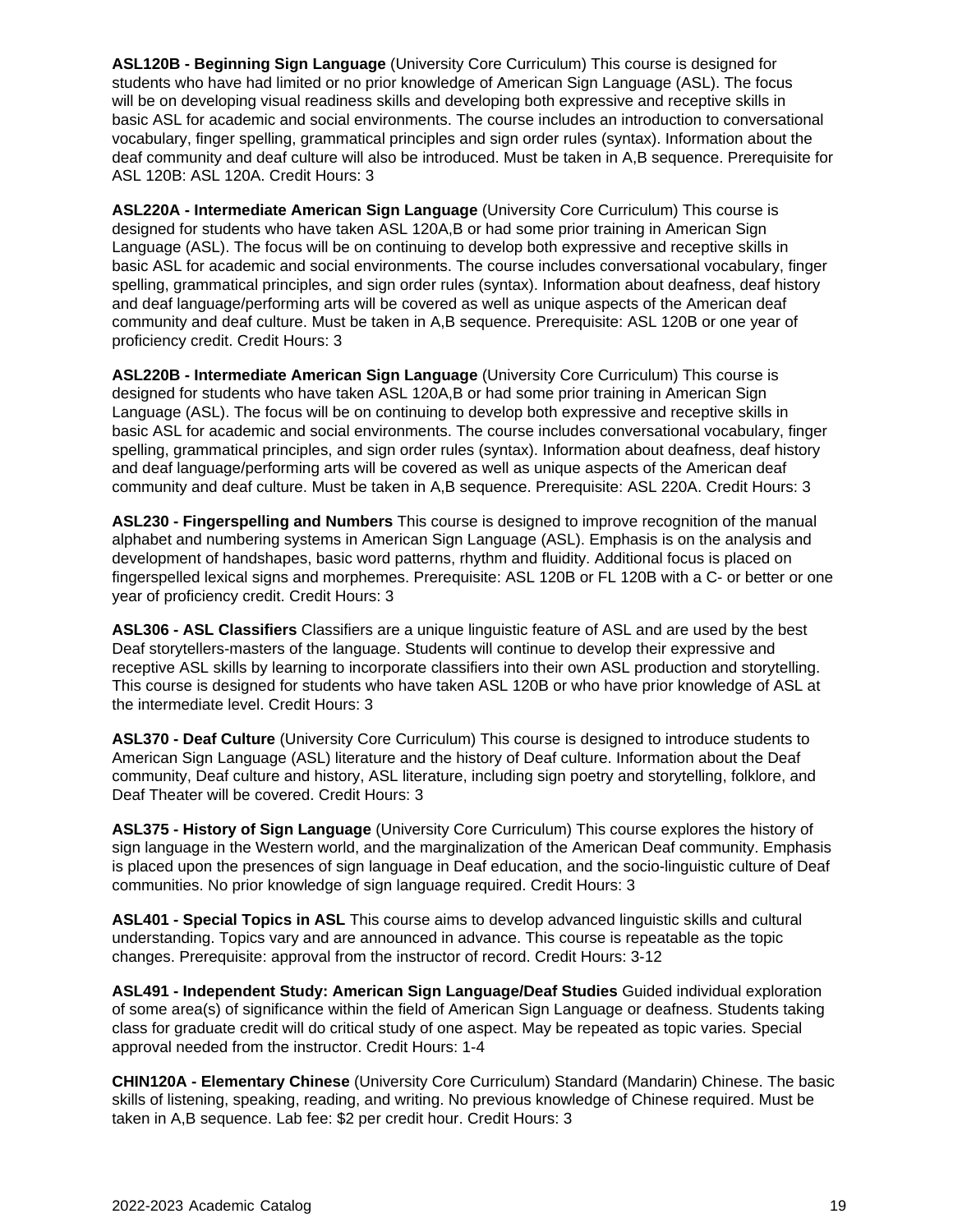**ASL120B - Beginning Sign Language** (University Core Curriculum) This course is designed for students who have had limited or no prior knowledge of American Sign Language (ASL). The focus will be on developing visual readiness skills and developing both expressive and receptive skills in basic ASL for academic and social environments. The course includes an introduction to conversational vocabulary, finger spelling, grammatical principles and sign order rules (syntax). Information about the deaf community and deaf culture will also be introduced. Must be taken in A,B sequence. Prerequisite for ASL 120B: ASL 120A. Credit Hours: 3

**ASL220A - Intermediate American Sign Language** (University Core Curriculum) This course is designed for students who have taken ASL 120A,B or had some prior training in American Sign Language (ASL). The focus will be on continuing to develop both expressive and receptive skills in basic ASL for academic and social environments. The course includes conversational vocabulary, finger spelling, grammatical principles, and sign order rules (syntax). Information about deafness, deaf history and deaf language/performing arts will be covered as well as unique aspects of the American deaf community and deaf culture. Must be taken in A,B sequence. Prerequisite: ASL 120B or one year of proficiency credit. Credit Hours: 3

**ASL220B - Intermediate American Sign Language** (University Core Curriculum) This course is designed for students who have taken ASL 120A,B or had some prior training in American Sign Language (ASL). The focus will be on continuing to develop both expressive and receptive skills in basic ASL for academic and social environments. The course includes conversational vocabulary, finger spelling, grammatical principles, and sign order rules (syntax). Information about deafness, deaf history and deaf language/performing arts will be covered as well as unique aspects of the American deaf community and deaf culture. Must be taken in A,B sequence. Prerequisite: ASL 220A. Credit Hours: 3

**ASL230 - Fingerspelling and Numbers** This course is designed to improve recognition of the manual alphabet and numbering systems in American Sign Language (ASL). Emphasis is on the analysis and development of handshapes, basic word patterns, rhythm and fluidity. Additional focus is placed on fingerspelled lexical signs and morphemes. Prerequisite: ASL 120B or FL 120B with a C- or better or one year of proficiency credit. Credit Hours: 3

**ASL306 - ASL Classifiers** Classifiers are a unique linguistic feature of ASL and are used by the best Deaf storytellers-masters of the language. Students will continue to develop their expressive and receptive ASL skills by learning to incorporate classifiers into their own ASL production and storytelling. This course is designed for students who have taken ASL 120B or who have prior knowledge of ASL at the intermediate level. Credit Hours: 3

**ASL370 - Deaf Culture** (University Core Curriculum) This course is designed to introduce students to American Sign Language (ASL) literature and the history of Deaf culture. Information about the Deaf community, Deaf culture and history, ASL literature, including sign poetry and storytelling, folklore, and Deaf Theater will be covered. Credit Hours: 3

**ASL375 - History of Sign Language** (University Core Curriculum) This course explores the history of sign language in the Western world, and the marginalization of the American Deaf community. Emphasis is placed upon the presences of sign language in Deaf education, and the socio-linguistic culture of Deaf communities. No prior knowledge of sign language required. Credit Hours: 3

**ASL401 - Special Topics in ASL** This course aims to develop advanced linguistic skills and cultural understanding. Topics vary and are announced in advance. This course is repeatable as the topic changes. Prerequisite: approval from the instructor of record. Credit Hours: 3-12

**ASL491 - Independent Study: American Sign Language/Deaf Studies** Guided individual exploration of some area(s) of significance within the field of American Sign Language or deafness. Students taking class for graduate credit will do critical study of one aspect. May be repeated as topic varies. Special approval needed from the instructor. Credit Hours: 1-4

**CHIN120A - Elementary Chinese** (University Core Curriculum) Standard (Mandarin) Chinese. The basic skills of listening, speaking, reading, and writing. No previous knowledge of Chinese required. Must be taken in A,B sequence. Lab fee: $2 per credit hour. Credit Hours: 3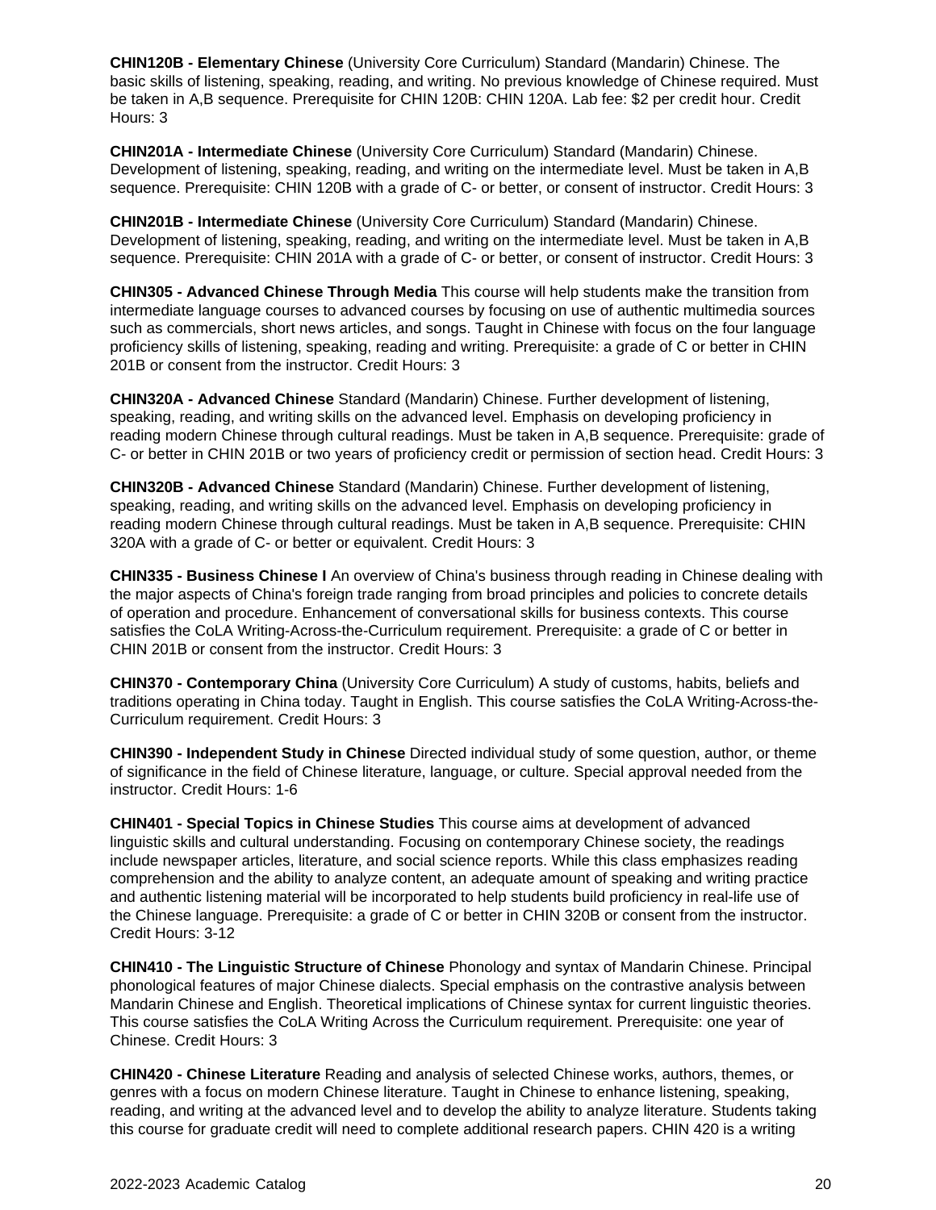**CHIN120B - Elementary Chinese** (University Core Curriculum) Standard (Mandarin) Chinese. The basic skills of listening, speaking, reading, and writing. No previous knowledge of Chinese required. Must be taken in A,B sequence. Prerequisite for CHIN 120B: CHIN 120A. Lab fee: $2 per credit hour. Credit Hours: 3

**CHIN201A - Intermediate Chinese** (University Core Curriculum) Standard (Mandarin) Chinese. Development of listening, speaking, reading, and writing on the intermediate level. Must be taken in A,B sequence. Prerequisite: CHIN 120B with a grade of C- or better, or consent of instructor. Credit Hours: 3

**CHIN201B - Intermediate Chinese** (University Core Curriculum) Standard (Mandarin) Chinese. Development of listening, speaking, reading, and writing on the intermediate level. Must be taken in A,B sequence. Prerequisite: CHIN 201A with a grade of C- or better, or consent of instructor. Credit Hours: 3

**CHIN305 - Advanced Chinese Through Media** This course will help students make the transition from intermediate language courses to advanced courses by focusing on use of authentic multimedia sources such as commercials, short news articles, and songs. Taught in Chinese with focus on the four language proficiency skills of listening, speaking, reading and writing. Prerequisite: a grade of C or better in CHIN 201B or consent from the instructor. Credit Hours: 3

**CHIN320A - Advanced Chinese** Standard (Mandarin) Chinese. Further development of listening, speaking, reading, and writing skills on the advanced level. Emphasis on developing proficiency in reading modern Chinese through cultural readings. Must be taken in A,B sequence. Prerequisite: grade of C- or better in CHIN 201B or two years of proficiency credit or permission of section head. Credit Hours: 3

**CHIN320B - Advanced Chinese** Standard (Mandarin) Chinese. Further development of listening, speaking, reading, and writing skills on the advanced level. Emphasis on developing proficiency in reading modern Chinese through cultural readings. Must be taken in A,B sequence. Prerequisite: CHIN 320A with a grade of C- or better or equivalent. Credit Hours: 3

**CHIN335 - Business Chinese I** An overview of China's business through reading in Chinese dealing with the major aspects of China's foreign trade ranging from broad principles and policies to concrete details of operation and procedure. Enhancement of conversational skills for business contexts. This course satisfies the CoLA Writing-Across-the-Curriculum requirement. Prerequisite: a grade of C or better in CHIN 201B or consent from the instructor. Credit Hours: 3

**CHIN370 - Contemporary China** (University Core Curriculum) A study of customs, habits, beliefs and traditions operating in China today. Taught in English. This course satisfies the CoLA Writing-Across-the-Curriculum requirement. Credit Hours: 3

**CHIN390 - Independent Study in Chinese** Directed individual study of some question, author, or theme of significance in the field of Chinese literature, language, or culture. Special approval needed from the instructor. Credit Hours: 1-6

**CHIN401 - Special Topics in Chinese Studies** This course aims at development of advanced linguistic skills and cultural understanding. Focusing on contemporary Chinese society, the readings include newspaper articles, literature, and social science reports. While this class emphasizes reading comprehension and the ability to analyze content, an adequate amount of speaking and writing practice and authentic listening material will be incorporated to help students build proficiency in real-life use of the Chinese language. Prerequisite: a grade of C or better in CHIN 320B or consent from the instructor. Credit Hours: 3-12

**CHIN410 - The Linguistic Structure of Chinese** Phonology and syntax of Mandarin Chinese. Principal phonological features of major Chinese dialects. Special emphasis on the contrastive analysis between Mandarin Chinese and English. Theoretical implications of Chinese syntax for current linguistic theories. This course satisfies the CoLA Writing Across the Curriculum requirement. Prerequisite: one year of Chinese. Credit Hours: 3

**CHIN420 - Chinese Literature** Reading and analysis of selected Chinese works, authors, themes, or genres with a focus on modern Chinese literature. Taught in Chinese to enhance listening, speaking, reading, and writing at the advanced level and to develop the ability to analyze literature. Students taking this course for graduate credit will need to complete additional research papers. CHIN 420 is a writing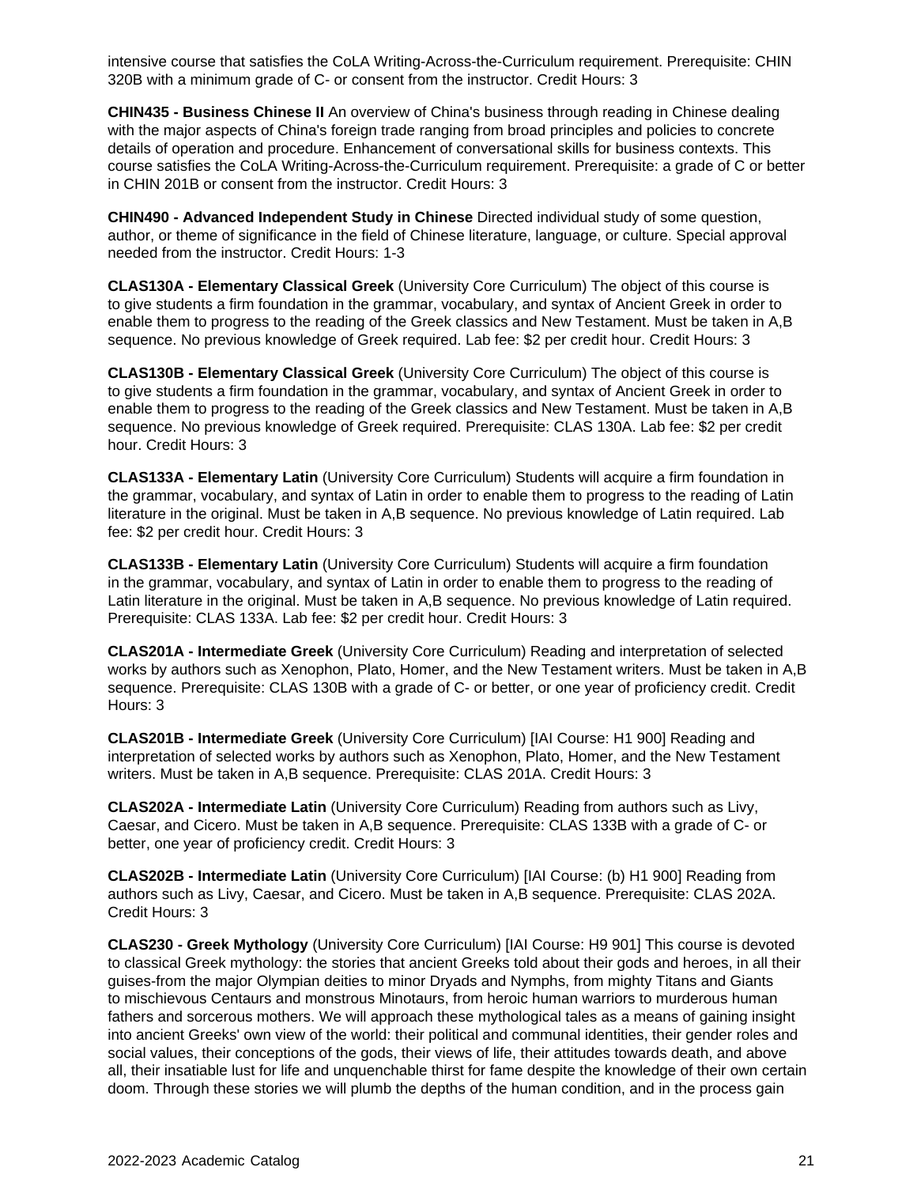intensive course that satisfies the CoLA Writing-Across-the-Curriculum requirement. Prerequisite: CHIN 320B with a minimum grade of C- or consent from the instructor. Credit Hours: 3

**CHIN435 - Business Chinese II** An overview of China's business through reading in Chinese dealing with the major aspects of China's foreign trade ranging from broad principles and policies to concrete details of operation and procedure. Enhancement of conversational skills for business contexts. This course satisfies the CoLA Writing-Across-the-Curriculum requirement. Prerequisite: a grade of C or better in CHIN 201B or consent from the instructor. Credit Hours: 3

**CHIN490 - Advanced Independent Study in Chinese** Directed individual study of some question, author, or theme of significance in the field of Chinese literature, language, or culture. Special approval needed from the instructor. Credit Hours: 1-3

**CLAS130A - Elementary Classical Greek** (University Core Curriculum) The object of this course is to give students a firm foundation in the grammar, vocabulary, and syntax of Ancient Greek in order to enable them to progress to the reading of the Greek classics and New Testament. Must be taken in A,B sequence. No previous knowledge of Greek required. Lab fee: $2 per credit hour. Credit Hours: 3

**CLAS130B - Elementary Classical Greek** (University Core Curriculum) The object of this course is to give students a firm foundation in the grammar, vocabulary, and syntax of Ancient Greek in order to enable them to progress to the reading of the Greek classics and New Testament. Must be taken in A,B sequence. No previous knowledge of Greek required. Prerequisite: CLAS 130A. Lab fee: $2 per credit hour. Credit Hours: 3

**CLAS133A - Elementary Latin** (University Core Curriculum) Students will acquire a firm foundation in the grammar, vocabulary, and syntax of Latin in order to enable them to progress to the reading of Latin literature in the original. Must be taken in A,B sequence. No previous knowledge of Latin required. Lab fee: $2 per credit hour. Credit Hours: 3

**CLAS133B - Elementary Latin** (University Core Curriculum) Students will acquire a firm foundation in the grammar, vocabulary, and syntax of Latin in order to enable them to progress to the reading of Latin literature in the original. Must be taken in A,B sequence. No previous knowledge of Latin required. Prerequisite: CLAS 133A. Lab fee: $2 per credit hour. Credit Hours: 3

**CLAS201A - Intermediate Greek** (University Core Curriculum) Reading and interpretation of selected works by authors such as Xenophon, Plato, Homer, and the New Testament writers. Must be taken in A,B sequence. Prerequisite: CLAS 130B with a grade of C- or better, or one year of proficiency credit. Credit Hours: 3

**CLAS201B - Intermediate Greek** (University Core Curriculum) [IAI Course: H1 900] Reading and interpretation of selected works by authors such as Xenophon, Plato, Homer, and the New Testament writers. Must be taken in A,B sequence. Prerequisite: CLAS 201A. Credit Hours: 3

**CLAS202A - Intermediate Latin** (University Core Curriculum) Reading from authors such as Livy, Caesar, and Cicero. Must be taken in A,B sequence. Prerequisite: CLAS 133B with a grade of C- or better, one year of proficiency credit. Credit Hours: 3

**CLAS202B - Intermediate Latin** (University Core Curriculum) [IAI Course: (b) H1 900] Reading from authors such as Livy, Caesar, and Cicero. Must be taken in A,B sequence. Prerequisite: CLAS 202A. Credit Hours: 3

**CLAS230 - Greek Mythology** (University Core Curriculum) [IAI Course: H9 901] This course is devoted to classical Greek mythology: the stories that ancient Greeks told about their gods and heroes, in all their guises-from the major Olympian deities to minor Dryads and Nymphs, from mighty Titans and Giants to mischievous Centaurs and monstrous Minotaurs, from heroic human warriors to murderous human fathers and sorcerous mothers. We will approach these mythological tales as a means of gaining insight into ancient Greeks' own view of the world: their political and communal identities, their gender roles and social values, their conceptions of the gods, their views of life, their attitudes towards death, and above all, their insatiable lust for life and unquenchable thirst for fame despite the knowledge of their own certain doom. Through these stories we will plumb the depths of the human condition, and in the process gain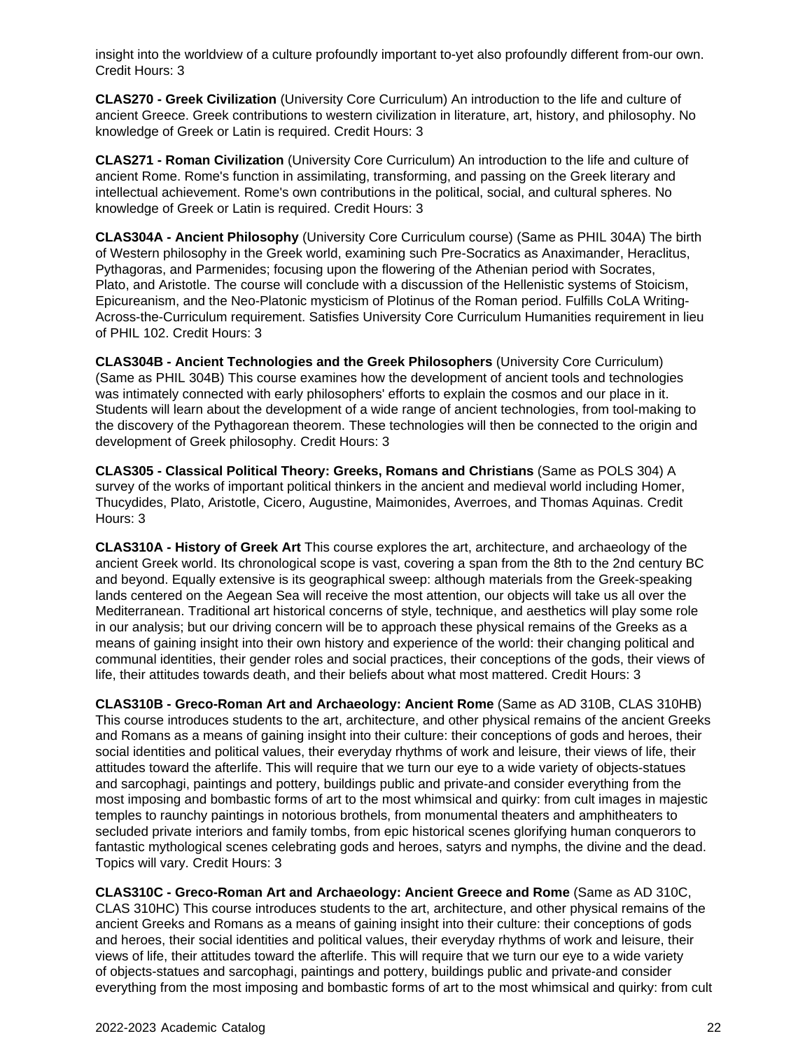insight into the worldview of a culture profoundly important to-yet also profoundly different from-our own. Credit Hours: 3

**CLAS270 - Greek Civilization** (University Core Curriculum) An introduction to the life and culture of ancient Greece. Greek contributions to western civilization in literature, art, history, and philosophy. No knowledge of Greek or Latin is required. Credit Hours: 3

**CLAS271 - Roman Civilization** (University Core Curriculum) An introduction to the life and culture of ancient Rome. Rome's function in assimilating, transforming, and passing on the Greek literary and intellectual achievement. Rome's own contributions in the political, social, and cultural spheres. No knowledge of Greek or Latin is required. Credit Hours: 3

**CLAS304A - Ancient Philosophy** (University Core Curriculum course) (Same as PHIL 304A) The birth of Western philosophy in the Greek world, examining such Pre-Socratics as Anaximander, Heraclitus, Pythagoras, and Parmenides; focusing upon the flowering of the Athenian period with Socrates, Plato, and Aristotle. The course will conclude with a discussion of the Hellenistic systems of Stoicism, Epicureanism, and the Neo-Platonic mysticism of Plotinus of the Roman period. Fulfills CoLA Writing-Across-the-Curriculum requirement. Satisfies University Core Curriculum Humanities requirement in lieu of PHIL 102. Credit Hours: 3

**CLAS304B - Ancient Technologies and the Greek Philosophers** (University Core Curriculum) (Same as PHIL 304B) This course examines how the development of ancient tools and technologies was intimately connected with early philosophers' efforts to explain the cosmos and our place in it. Students will learn about the development of a wide range of ancient technologies, from tool-making to the discovery of the Pythagorean theorem. These technologies will then be connected to the origin and development of Greek philosophy. Credit Hours: 3

**CLAS305 - Classical Political Theory: Greeks, Romans and Christians** (Same as POLS 304) A survey of the works of important political thinkers in the ancient and medieval world including Homer, Thucydides, Plato, Aristotle, Cicero, Augustine, Maimonides, Averroes, and Thomas Aquinas. Credit Hours: 3

**CLAS310A - History of Greek Art** This course explores the art, architecture, and archaeology of the ancient Greek world. Its chronological scope is vast, covering a span from the 8th to the 2nd century BC and beyond. Equally extensive is its geographical sweep: although materials from the Greek-speaking lands centered on the Aegean Sea will receive the most attention, our objects will take us all over the Mediterranean. Traditional art historical concerns of style, technique, and aesthetics will play some role in our analysis; but our driving concern will be to approach these physical remains of the Greeks as a means of gaining insight into their own history and experience of the world: their changing political and communal identities, their gender roles and social practices, their conceptions of the gods, their views of life, their attitudes towards death, and their beliefs about what most mattered. Credit Hours: 3

**CLAS310B - Greco-Roman Art and Archaeology: Ancient Rome** (Same as AD 310B, CLAS 310HB) This course introduces students to the art, architecture, and other physical remains of the ancient Greeks and Romans as a means of gaining insight into their culture: their conceptions of gods and heroes, their social identities and political values, their everyday rhythms of work and leisure, their views of life, their attitudes toward the afterlife. This will require that we turn our eye to a wide variety of objects-statues and sarcophagi, paintings and pottery, buildings public and private-and consider everything from the most imposing and bombastic forms of art to the most whimsical and quirky: from cult images in majestic temples to raunchy paintings in notorious brothels, from monumental theaters and amphitheaters to secluded private interiors and family tombs, from epic historical scenes glorifying human conquerors to fantastic mythological scenes celebrating gods and heroes, satyrs and nymphs, the divine and the dead. Topics will vary. Credit Hours: 3

**CLAS310C - Greco-Roman Art and Archaeology: Ancient Greece and Rome** (Same as AD 310C, CLAS 310HC) This course introduces students to the art, architecture, and other physical remains of the ancient Greeks and Romans as a means of gaining insight into their culture: their conceptions of gods and heroes, their social identities and political values, their everyday rhythms of work and leisure, their views of life, their attitudes toward the afterlife. This will require that we turn our eye to a wide variety of objects-statues and sarcophagi, paintings and pottery, buildings public and private-and consider everything from the most imposing and bombastic forms of art to the most whimsical and quirky: from cult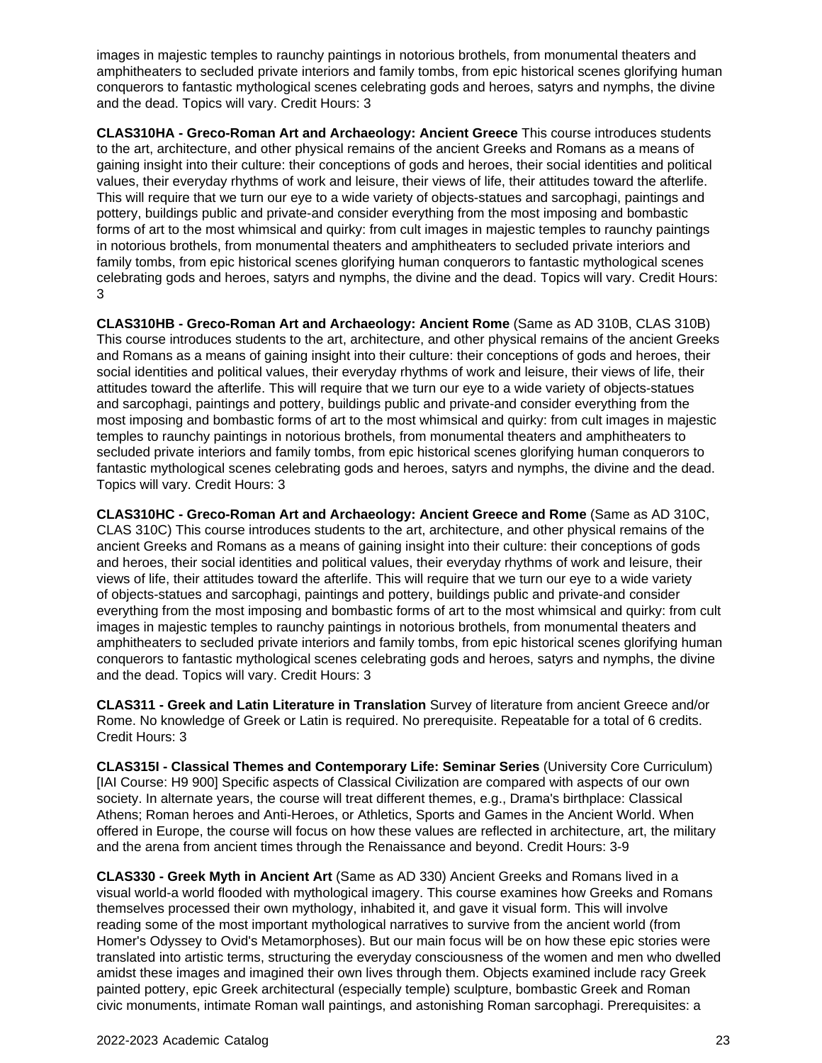images in majestic temples to raunchy paintings in notorious brothels, from monumental theaters and amphitheaters to secluded private interiors and family tombs, from epic historical scenes glorifying human conquerors to fantastic mythological scenes celebrating gods and heroes, satyrs and nymphs, the divine and the dead. Topics will vary. Credit Hours: 3

**CLAS310HA - Greco-Roman Art and Archaeology: Ancient Greece** This course introduces students to the art, architecture, and other physical remains of the ancient Greeks and Romans as a means of gaining insight into their culture: their conceptions of gods and heroes, their social identities and political values, their everyday rhythms of work and leisure, their views of life, their attitudes toward the afterlife. This will require that we turn our eye to a wide variety of objects-statues and sarcophagi, paintings and pottery, buildings public and private-and consider everything from the most imposing and bombastic forms of art to the most whimsical and quirky: from cult images in majestic temples to raunchy paintings in notorious brothels, from monumental theaters and amphitheaters to secluded private interiors and family tombs, from epic historical scenes glorifying human conquerors to fantastic mythological scenes celebrating gods and heroes, satyrs and nymphs, the divine and the dead. Topics will vary. Credit Hours: 3

**CLAS310HB - Greco-Roman Art and Archaeology: Ancient Rome** (Same as AD 310B, CLAS 310B) This course introduces students to the art, architecture, and other physical remains of the ancient Greeks and Romans as a means of gaining insight into their culture: their conceptions of gods and heroes, their social identities and political values, their everyday rhythms of work and leisure, their views of life, their attitudes toward the afterlife. This will require that we turn our eye to a wide variety of objects-statues and sarcophagi, paintings and pottery, buildings public and private-and consider everything from the most imposing and bombastic forms of art to the most whimsical and quirky: from cult images in majestic temples to raunchy paintings in notorious brothels, from monumental theaters and amphitheaters to secluded private interiors and family tombs, from epic historical scenes glorifying human conquerors to fantastic mythological scenes celebrating gods and heroes, satyrs and nymphs, the divine and the dead. Topics will vary. Credit Hours: 3

**CLAS310HC - Greco-Roman Art and Archaeology: Ancient Greece and Rome** (Same as AD 310C, CLAS 310C) This course introduces students to the art, architecture, and other physical remains of the ancient Greeks and Romans as a means of gaining insight into their culture: their conceptions of gods and heroes, their social identities and political values, their everyday rhythms of work and leisure, their views of life, their attitudes toward the afterlife. This will require that we turn our eye to a wide variety of objects-statues and sarcophagi, paintings and pottery, buildings public and private-and consider everything from the most imposing and bombastic forms of art to the most whimsical and quirky: from cult images in majestic temples to raunchy paintings in notorious brothels, from monumental theaters and amphitheaters to secluded private interiors and family tombs, from epic historical scenes glorifying human conquerors to fantastic mythological scenes celebrating gods and heroes, satyrs and nymphs, the divine and the dead. Topics will vary. Credit Hours: 3

**CLAS311 - Greek and Latin Literature in Translation** Survey of literature from ancient Greece and/or Rome. No knowledge of Greek or Latin is required. No prerequisite. Repeatable for a total of 6 credits. Credit Hours: 3

**CLAS315I - Classical Themes and Contemporary Life: Seminar Series** (University Core Curriculum) [IAI Course: H9 900] Specific aspects of Classical Civilization are compared with aspects of our own society. In alternate years, the course will treat different themes, e.g., Drama's birthplace: Classical Athens; Roman heroes and Anti-Heroes, or Athletics, Sports and Games in the Ancient World. When offered in Europe, the course will focus on how these values are reflected in architecture, art, the military and the arena from ancient times through the Renaissance and beyond. Credit Hours: 3-9

**CLAS330 - Greek Myth in Ancient Art** (Same as AD 330) Ancient Greeks and Romans lived in a visual world-a world flooded with mythological imagery. This course examines how Greeks and Romans themselves processed their own mythology, inhabited it, and gave it visual form. This will involve reading some of the most important mythological narratives to survive from the ancient world (from Homer's Odyssey to Ovid's Metamorphoses). But our main focus will be on how these epic stories were translated into artistic terms, structuring the everyday consciousness of the women and men who dwelled amidst these images and imagined their own lives through them. Objects examined include racy Greek painted pottery, epic Greek architectural (especially temple) sculpture, bombastic Greek and Roman civic monuments, intimate Roman wall paintings, and astonishing Roman sarcophagi. Prerequisites: a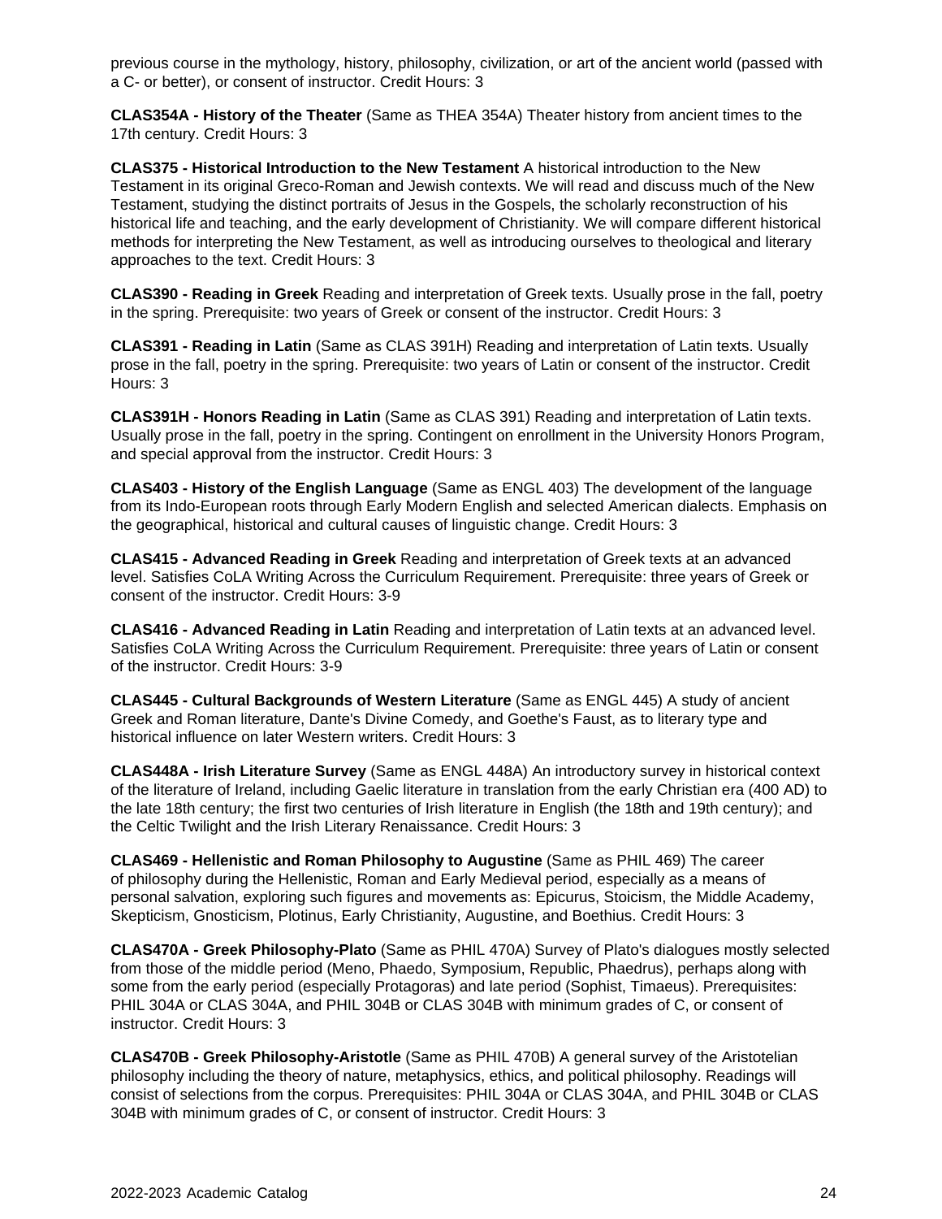previous course in the mythology, history, philosophy, civilization, or art of the ancient world (passed with a C- or better), or consent of instructor. Credit Hours: 3

**CLAS354A - History of the Theater** (Same as THEA 354A) Theater history from ancient times to the 17th century. Credit Hours: 3

**CLAS375 - Historical Introduction to the New Testament** A historical introduction to the New Testament in its original Greco-Roman and Jewish contexts. We will read and discuss much of the New Testament, studying the distinct portraits of Jesus in the Gospels, the scholarly reconstruction of his historical life and teaching, and the early development of Christianity. We will compare different historical methods for interpreting the New Testament, as well as introducing ourselves to theological and literary approaches to the text. Credit Hours: 3

**CLAS390 - Reading in Greek** Reading and interpretation of Greek texts. Usually prose in the fall, poetry in the spring. Prerequisite: two years of Greek or consent of the instructor. Credit Hours: 3

**CLAS391 - Reading in Latin** (Same as CLAS 391H) Reading and interpretation of Latin texts. Usually prose in the fall, poetry in the spring. Prerequisite: two years of Latin or consent of the instructor. Credit Hours: 3

**CLAS391H - Honors Reading in Latin** (Same as CLAS 391) Reading and interpretation of Latin texts. Usually prose in the fall, poetry in the spring. Contingent on enrollment in the University Honors Program, and special approval from the instructor. Credit Hours: 3

**CLAS403 - History of the English Language** (Same as ENGL 403) The development of the language from its Indo-European roots through Early Modern English and selected American dialects. Emphasis on the geographical, historical and cultural causes of linguistic change. Credit Hours: 3

**CLAS415 - Advanced Reading in Greek** Reading and interpretation of Greek texts at an advanced level. Satisfies CoLA Writing Across the Curriculum Requirement. Prerequisite: three years of Greek or consent of the instructor. Credit Hours: 3-9

**CLAS416 - Advanced Reading in Latin** Reading and interpretation of Latin texts at an advanced level. Satisfies CoLA Writing Across the Curriculum Requirement. Prerequisite: three years of Latin or consent of the instructor. Credit Hours: 3-9

**CLAS445 - Cultural Backgrounds of Western Literature** (Same as ENGL 445) A study of ancient Greek and Roman literature, Dante's Divine Comedy, and Goethe's Faust, as to literary type and historical influence on later Western writers. Credit Hours: 3

**CLAS448A - Irish Literature Survey** (Same as ENGL 448A) An introductory survey in historical context of the literature of Ireland, including Gaelic literature in translation from the early Christian era (400 AD) to the late 18th century; the first two centuries of Irish literature in English (the 18th and 19th century); and the Celtic Twilight and the Irish Literary Renaissance. Credit Hours: 3

**CLAS469 - Hellenistic and Roman Philosophy to Augustine** (Same as PHIL 469) The career of philosophy during the Hellenistic, Roman and Early Medieval period, especially as a means of personal salvation, exploring such figures and movements as: Epicurus, Stoicism, the Middle Academy, Skepticism, Gnosticism, Plotinus, Early Christianity, Augustine, and Boethius. Credit Hours: 3

**CLAS470A - Greek Philosophy-Plato** (Same as PHIL 470A) Survey of Plato's dialogues mostly selected from those of the middle period (Meno, Phaedo, Symposium, Republic, Phaedrus), perhaps along with some from the early period (especially Protagoras) and late period (Sophist, Timaeus). Prerequisites: PHIL 304A or CLAS 304A, and PHIL 304B or CLAS 304B with minimum grades of C, or consent of instructor. Credit Hours: 3

**CLAS470B - Greek Philosophy-Aristotle** (Same as PHIL 470B) A general survey of the Aristotelian philosophy including the theory of nature, metaphysics, ethics, and political philosophy. Readings will consist of selections from the corpus. Prerequisites: PHIL 304A or CLAS 304A, and PHIL 304B or CLAS 304B with minimum grades of C, or consent of instructor. Credit Hours: 3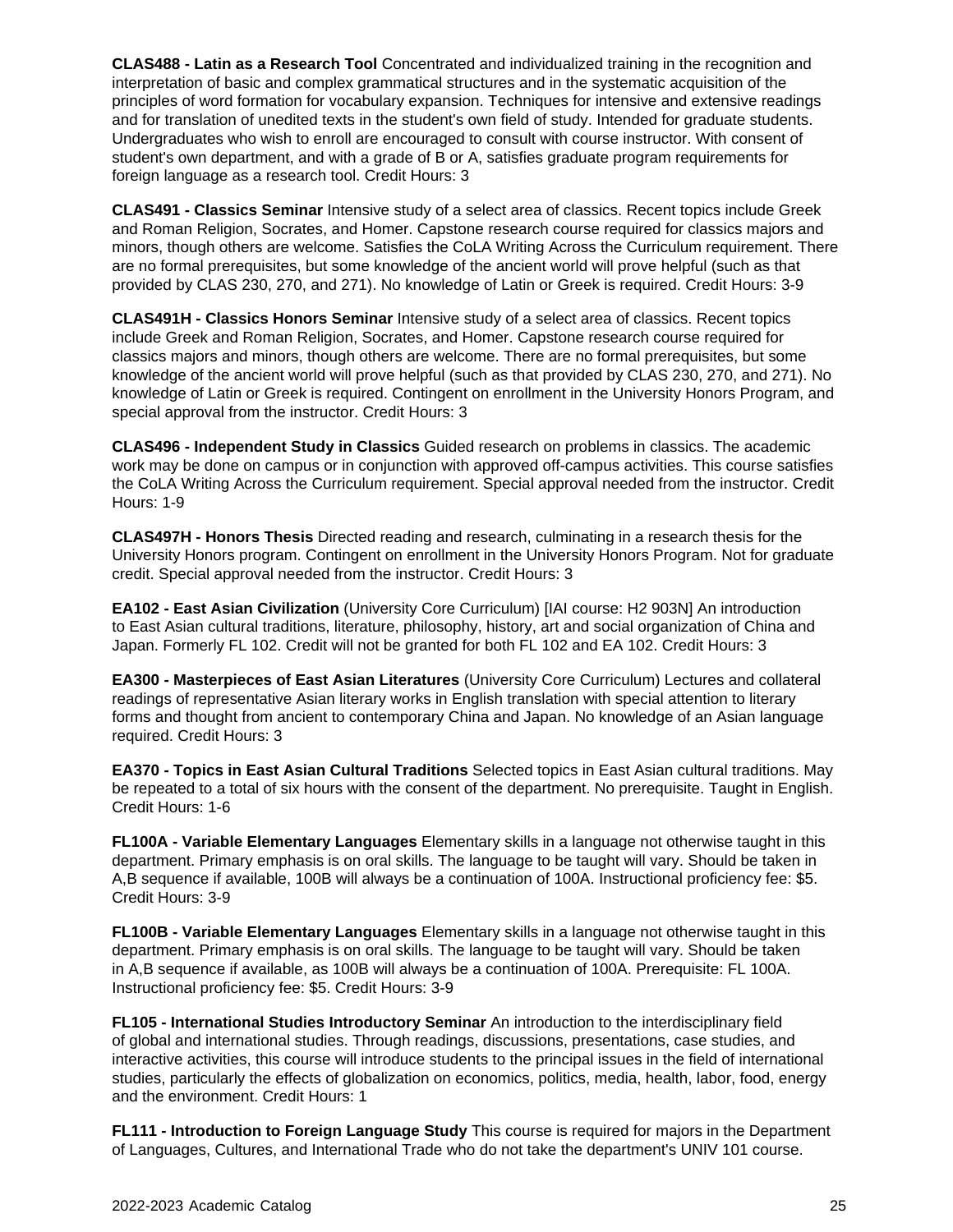**CLAS488 - Latin as a Research Tool** Concentrated and individualized training in the recognition and interpretation of basic and complex grammatical structures and in the systematic acquisition of the principles of word formation for vocabulary expansion. Techniques for intensive and extensive readings and for translation of unedited texts in the student's own field of study. Intended for graduate students. Undergraduates who wish to enroll are encouraged to consult with course instructor. With consent of student's own department, and with a grade of B or A, satisfies graduate program requirements for foreign language as a research tool. Credit Hours: 3

**CLAS491 - Classics Seminar** Intensive study of a select area of classics. Recent topics include Greek and Roman Religion, Socrates, and Homer. Capstone research course required for classics majors and minors, though others are welcome. Satisfies the CoLA Writing Across the Curriculum requirement. There are no formal prerequisites, but some knowledge of the ancient world will prove helpful (such as that provided by CLAS 230, 270, and 271). No knowledge of Latin or Greek is required. Credit Hours: 3-9

**CLAS491H - Classics Honors Seminar** Intensive study of a select area of classics. Recent topics include Greek and Roman Religion, Socrates, and Homer. Capstone research course required for classics majors and minors, though others are welcome. There are no formal prerequisites, but some knowledge of the ancient world will prove helpful (such as that provided by CLAS 230, 270, and 271). No knowledge of Latin or Greek is required. Contingent on enrollment in the University Honors Program, and special approval from the instructor. Credit Hours: 3

**CLAS496 - Independent Study in Classics** Guided research on problems in classics. The academic work may be done on campus or in conjunction with approved off-campus activities. This course satisfies the CoLA Writing Across the Curriculum requirement. Special approval needed from the instructor. Credit Hours: 1-9

**CLAS497H - Honors Thesis** Directed reading and research, culminating in a research thesis for the University Honors program. Contingent on enrollment in the University Honors Program. Not for graduate credit. Special approval needed from the instructor. Credit Hours: 3

**EA102 - East Asian Civilization** (University Core Curriculum) [IAI course: H2 903N] An introduction to East Asian cultural traditions, literature, philosophy, history, art and social organization of China and Japan. Formerly FL 102. Credit will not be granted for both FL 102 and EA 102. Credit Hours: 3

**EA300 - Masterpieces of East Asian Literatures** (University Core Curriculum) Lectures and collateral readings of representative Asian literary works in English translation with special attention to literary forms and thought from ancient to contemporary China and Japan. No knowledge of an Asian language required. Credit Hours: 3

**EA370 - Topics in East Asian Cultural Traditions** Selected topics in East Asian cultural traditions. May be repeated to a total of six hours with the consent of the department. No prerequisite. Taught in English. Credit Hours: 1-6

**FL100A - Variable Elementary Languages** Elementary skills in a language not otherwise taught in this department. Primary emphasis is on oral skills. The language to be taught will vary. Should be taken in A,B sequence if available, 100B will always be a continuation of 100A. Instructional proficiency fee: $5. Credit Hours: 3-9

**FL100B - Variable Elementary Languages** Elementary skills in a language not otherwise taught in this department. Primary emphasis is on oral skills. The language to be taught will vary. Should be taken in A,B sequence if available, as 100B will always be a continuation of 100A. Prerequisite: FL 100A. Instructional proficiency fee: $5. Credit Hours: 3-9

**FL105 - International Studies Introductory Seminar** An introduction to the interdisciplinary field of global and international studies. Through readings, discussions, presentations, case studies, and interactive activities, this course will introduce students to the principal issues in the field of international studies, particularly the effects of globalization on economics, politics, media, health, labor, food, energy and the environment. Credit Hours: 1

**FL111 - Introduction to Foreign Language Study** This course is required for majors in the Department of Languages, Cultures, and International Trade who do not take the department's UNIV 101 course.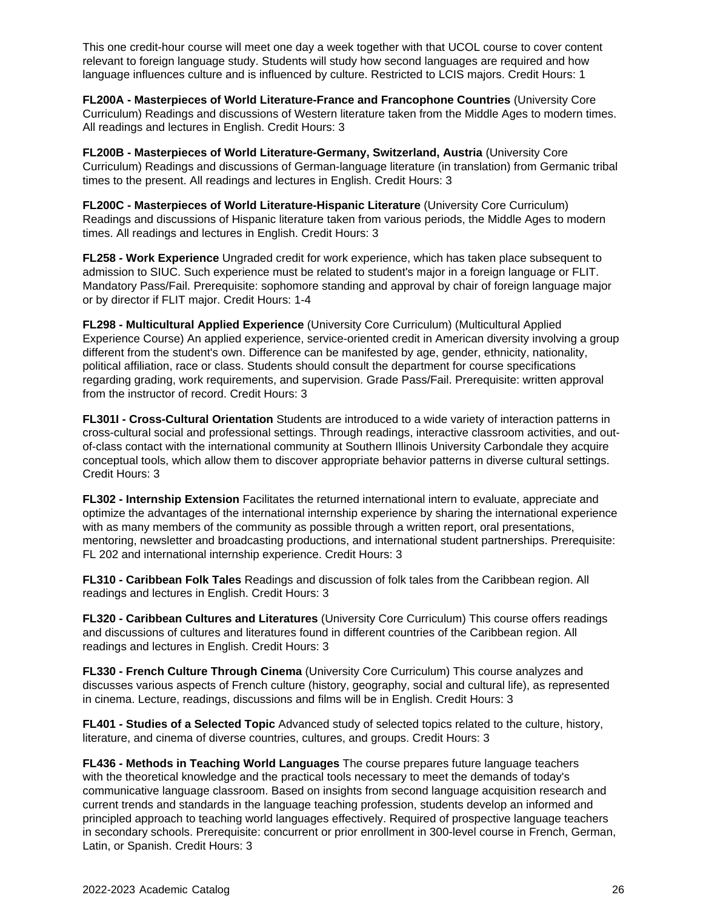This one credit-hour course will meet one day a week together with that UCOL course to cover content relevant to foreign language study. Students will study how second languages are required and how language influences culture and is influenced by culture. Restricted to LCIS majors. Credit Hours: 1

**FL200A - Masterpieces of World Literature-France and Francophone Countries** (University Core Curriculum) Readings and discussions of Western literature taken from the Middle Ages to modern times. All readings and lectures in English. Credit Hours: 3

**FL200B - Masterpieces of World Literature-Germany, Switzerland, Austria** (University Core Curriculum) Readings and discussions of German-language literature (in translation) from Germanic tribal times to the present. All readings and lectures in English. Credit Hours: 3

**FL200C - Masterpieces of World Literature-Hispanic Literature** (University Core Curriculum) Readings and discussions of Hispanic literature taken from various periods, the Middle Ages to modern times. All readings and lectures in English. Credit Hours: 3

**FL258 - Work Experience** Ungraded credit for work experience, which has taken place subsequent to admission to SIUC. Such experience must be related to student's major in a foreign language or FLIT. Mandatory Pass/Fail. Prerequisite: sophomore standing and approval by chair of foreign language major or by director if FLIT major. Credit Hours: 1-4

**FL298 - Multicultural Applied Experience** (University Core Curriculum) (Multicultural Applied Experience Course) An applied experience, service-oriented credit in American diversity involving a group different from the student's own. Difference can be manifested by age, gender, ethnicity, nationality, political affiliation, race or class. Students should consult the department for course specifications regarding grading, work requirements, and supervision. Grade Pass/Fail. Prerequisite: written approval from the instructor of record. Credit Hours: 3

**FL301I - Cross-Cultural Orientation** Students are introduced to a wide variety of interaction patterns in cross-cultural social and professional settings. Through readings, interactive classroom activities, and out-of-class contact with the international community at Southern Illinois University Carbondale they acquire conceptual tools, which allow them to discover appropriate behavior patterns in diverse cultural settings. Credit Hours: 3

**FL302 - Internship Extension** Facilitates the returned international intern to evaluate, appreciate and optimize the advantages of the international internship experience by sharing the international experience with as many members of the community as possible through a written report, oral presentations, mentoring, newsletter and broadcasting productions, and international student partnerships. Prerequisite: FL 202 and international internship experience. Credit Hours: 3

**FL310 - Caribbean Folk Tales** Readings and discussion of folk tales from the Caribbean region. All readings and lectures in English. Credit Hours: 3

**FL320 - Caribbean Cultures and Literatures** (University Core Curriculum) This course offers readings and discussions of cultures and literatures found in different countries of the Caribbean region. All readings and lectures in English. Credit Hours: 3

**FL330 - French Culture Through Cinema** (University Core Curriculum) This course analyzes and discusses various aspects of French culture (history, geography, social and cultural life), as represented in cinema. Lecture, readings, discussions and films will be in English. Credit Hours: 3

**FL401 - Studies of a Selected Topic** Advanced study of selected topics related to the culture, history, literature, and cinema of diverse countries, cultures, and groups. Credit Hours: 3

**FL436 - Methods in Teaching World Languages** The course prepares future language teachers with the theoretical knowledge and the practical tools necessary to meet the demands of today's communicative language classroom. Based on insights from second language acquisition research and current trends and standards in the language teaching profession, students develop an informed and principled approach to teaching world languages effectively. Required of prospective language teachers in secondary schools. Prerequisite: concurrent or prior enrollment in 300-level course in French, German, Latin, or Spanish. Credit Hours: 3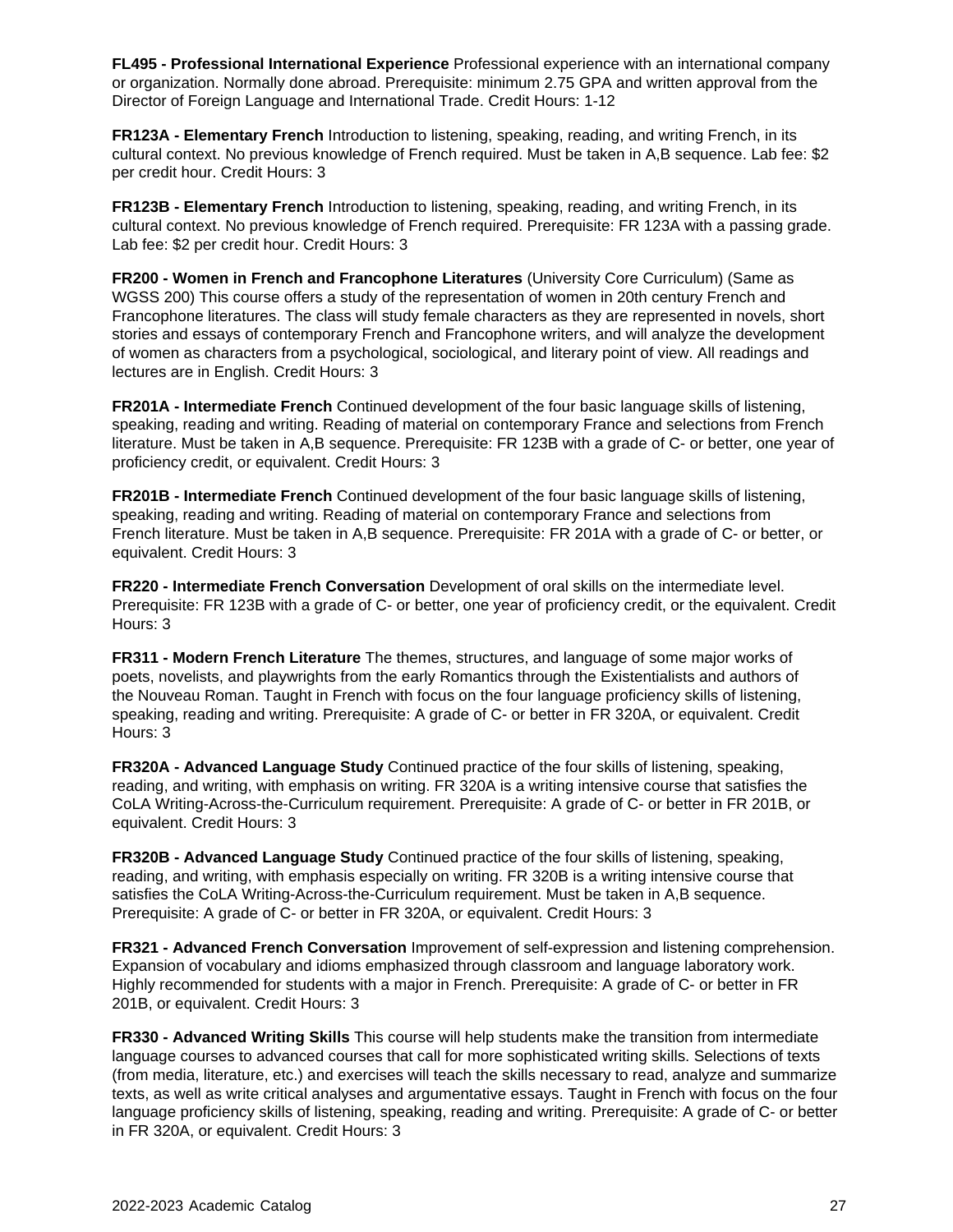**FL495 - Professional International Experience** Professional experience with an international company or organization. Normally done abroad. Prerequisite: minimum 2.75 GPA and written approval from the Director of Foreign Language and International Trade. Credit Hours: 1-12

**FR123A - Elementary French** Introduction to listening, speaking, reading, and writing French, in its cultural context. No previous knowledge of French required. Must be taken in A,B sequence. Lab fee: $2 per credit hour. Credit Hours: 3

**FR123B - Elementary French** Introduction to listening, speaking, reading, and writing French, in its cultural context. No previous knowledge of French required. Prerequisite: FR 123A with a passing grade. Lab fee: $2 per credit hour. Credit Hours: 3

**FR200 - Women in French and Francophone Literatures** (University Core Curriculum) (Same as WGSS 200) This course offers a study of the representation of women in 20th century French and Francophone literatures. The class will study female characters as they are represented in novels, short stories and essays of contemporary French and Francophone writers, and will analyze the development of women as characters from a psychological, sociological, and literary point of view. All readings and lectures are in English. Credit Hours: 3

**FR201A - Intermediate French** Continued development of the four basic language skills of listening, speaking, reading and writing. Reading of material on contemporary France and selections from French literature. Must be taken in A,B sequence. Prerequisite: FR 123B with a grade of C- or better, one year of proficiency credit, or equivalent. Credit Hours: 3

**FR201B - Intermediate French** Continued development of the four basic language skills of listening, speaking, reading and writing. Reading of material on contemporary France and selections from French literature. Must be taken in A,B sequence. Prerequisite: FR 201A with a grade of C- or better, or equivalent. Credit Hours: 3

**FR220 - Intermediate French Conversation** Development of oral skills on the intermediate level. Prerequisite: FR 123B with a grade of C- or better, one year of proficiency credit, or the equivalent. Credit Hours: 3

**FR311 - Modern French Literature** The themes, structures, and language of some major works of poets, novelists, and playwrights from the early Romantics through the Existentialists and authors of the Nouveau Roman. Taught in French with focus on the four language proficiency skills of listening, speaking, reading and writing. Prerequisite: A grade of C- or better in FR 320A, or equivalent. Credit Hours: 3

**FR320A - Advanced Language Study** Continued practice of the four skills of listening, speaking, reading, and writing, with emphasis on writing. FR 320A is a writing intensive course that satisfies the CoLA Writing-Across-the-Curriculum requirement. Prerequisite: A grade of C- or better in FR 201B, or equivalent. Credit Hours: 3

**FR320B - Advanced Language Study** Continued practice of the four skills of listening, speaking, reading, and writing, with emphasis especially on writing. FR 320B is a writing intensive course that satisfies the CoLA Writing-Across-the-Curriculum requirement. Must be taken in A,B sequence. Prerequisite: A grade of C- or better in FR 320A, or equivalent. Credit Hours: 3

**FR321 - Advanced French Conversation** Improvement of self-expression and listening comprehension. Expansion of vocabulary and idioms emphasized through classroom and language laboratory work. Highly recommended for students with a major in French. Prerequisite: A grade of C- or better in FR 201B, or equivalent. Credit Hours: 3

**FR330 - Advanced Writing Skills** This course will help students make the transition from intermediate language courses to advanced courses that call for more sophisticated writing skills. Selections of texts (from media, literature, etc.) and exercises will teach the skills necessary to read, analyze and summarize texts, as well as write critical analyses and argumentative essays. Taught in French with focus on the four language proficiency skills of listening, speaking, reading and writing. Prerequisite: A grade of C- or better in FR 320A, or equivalent. Credit Hours: 3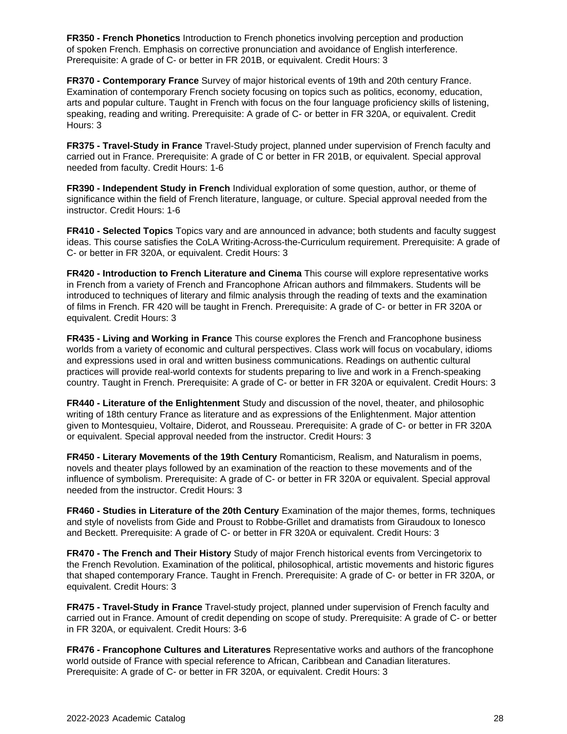**FR350 - French Phonetics** Introduction to French phonetics involving perception and production of spoken French. Emphasis on corrective pronunciation and avoidance of English interference. Prerequisite: A grade of C- or better in FR 201B, or equivalent. Credit Hours: 3

**FR370 - Contemporary France** Survey of major historical events of 19th and 20th century France. Examination of contemporary French society focusing on topics such as politics, economy, education, arts and popular culture. Taught in French with focus on the four language proficiency skills of listening, speaking, reading and writing. Prerequisite: A grade of C- or better in FR 320A, or equivalent. Credit Hours: 3

**FR375 - Travel-Study in France** Travel-Study project, planned under supervision of French faculty and carried out in France. Prerequisite: A grade of C or better in FR 201B, or equivalent. Special approval needed from faculty. Credit Hours: 1-6

**FR390 - Independent Study in French** Individual exploration of some question, author, or theme of significance within the field of French literature, language, or culture. Special approval needed from the instructor. Credit Hours: 1-6

**FR410 - Selected Topics** Topics vary and are announced in advance; both students and faculty suggest ideas. This course satisfies the CoLA Writing-Across-the-Curriculum requirement. Prerequisite: A grade of C- or better in FR 320A, or equivalent. Credit Hours: 3

**FR420 - Introduction to French Literature and Cinema** This course will explore representative works in French from a variety of French and Francophone African authors and filmmakers. Students will be introduced to techniques of literary and filmic analysis through the reading of texts and the examination of films in French. FR 420 will be taught in French. Prerequisite: A grade of C- or better in FR 320A or equivalent. Credit Hours: 3

**FR435 - Living and Working in France** This course explores the French and Francophone business worlds from a variety of economic and cultural perspectives. Class work will focus on vocabulary, idioms and expressions used in oral and written business communications. Readings on authentic cultural practices will provide real-world contexts for students preparing to live and work in a French-speaking country. Taught in French. Prerequisite: A grade of C- or better in FR 320A or equivalent. Credit Hours: 3

**FR440 - Literature of the Enlightenment** Study and discussion of the novel, theater, and philosophic writing of 18th century France as literature and as expressions of the Enlightenment. Major attention given to Montesquieu, Voltaire, Diderot, and Rousseau. Prerequisite: A grade of C- or better in FR 320A or equivalent. Special approval needed from the instructor. Credit Hours: 3

**FR450 - Literary Movements of the 19th Century** Romanticism, Realism, and Naturalism in poems, novels and theater plays followed by an examination of the reaction to these movements and of the influence of symbolism. Prerequisite: A grade of C- or better in FR 320A or equivalent. Special approval needed from the instructor. Credit Hours: 3

**FR460 - Studies in Literature of the 20th Century** Examination of the major themes, forms, techniques and style of novelists from Gide and Proust to Robbe-Grillet and dramatists from Giraudoux to Ionesco and Beckett. Prerequisite: A grade of C- or better in FR 320A or equivalent. Credit Hours: 3

**FR470 - The French and Their History** Study of major French historical events from Vercingetorix to the French Revolution. Examination of the political, philosophical, artistic movements and historic figures that shaped contemporary France. Taught in French. Prerequisite: A grade of C- or better in FR 320A, or equivalent. Credit Hours: 3

**FR475 - Travel-Study in France** Travel-study project, planned under supervision of French faculty and carried out in France. Amount of credit depending on scope of study. Prerequisite: A grade of C- or better in FR 320A, or equivalent. Credit Hours: 3-6

**FR476 - Francophone Cultures and Literatures** Representative works and authors of the francophone world outside of France with special reference to African, Caribbean and Canadian literatures. Prerequisite: A grade of C- or better in FR 320A, or equivalent. Credit Hours: 3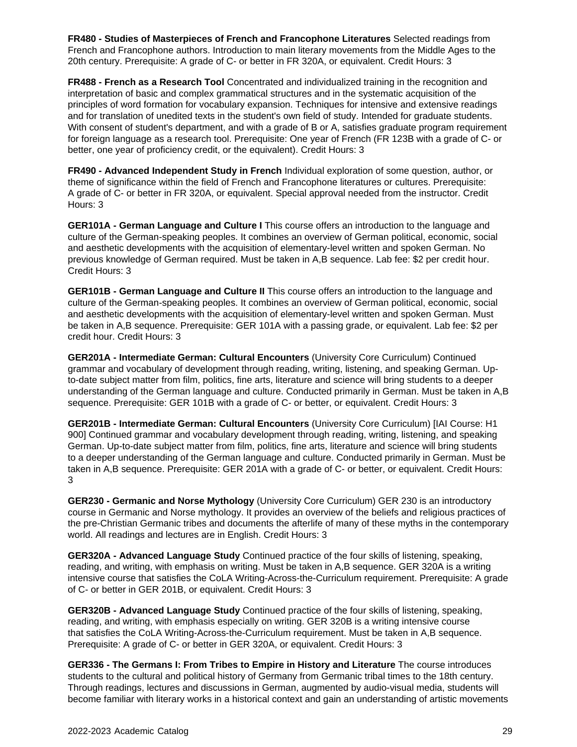**FR480 - Studies of Masterpieces of French and Francophone Literatures** Selected readings from French and Francophone authors. Introduction to main literary movements from the Middle Ages to the 20th century. Prerequisite: A grade of C- or better in FR 320A, or equivalent. Credit Hours: 3

**FR488 - French as a Research Tool** Concentrated and individualized training in the recognition and interpretation of basic and complex grammatical structures and in the systematic acquisition of the principles of word formation for vocabulary expansion. Techniques for intensive and extensive readings and for translation of unedited texts in the student's own field of study. Intended for graduate students. With consent of student's department, and with a grade of B or A, satisfies graduate program requirement for foreign language as a research tool. Prerequisite: One year of French (FR 123B with a grade of C- or better, one year of proficiency credit, or the equivalent). Credit Hours: 3

**FR490 - Advanced Independent Study in French** Individual exploration of some question, author, or theme of significance within the field of French and Francophone literatures or cultures. Prerequisite: A grade of C- or better in FR 320A, or equivalent. Special approval needed from the instructor. Credit Hours: 3

**GER101A - German Language and Culture I** This course offers an introduction to the language and culture of the German-speaking peoples. It combines an overview of German political, economic, social and aesthetic developments with the acquisition of elementary-level written and spoken German. No previous knowledge of German required. Must be taken in A,B sequence. Lab fee: $2 per credit hour. Credit Hours: 3

**GER101B - German Language and Culture II** This course offers an introduction to the language and culture of the German-speaking peoples. It combines an overview of German political, economic, social and aesthetic developments with the acquisition of elementary-level written and spoken German. Must be taken in A,B sequence. Prerequisite: GER 101A with a passing grade, or equivalent. Lab fee: $2 per credit hour. Credit Hours: 3

**GER201A - Intermediate German: Cultural Encounters** (University Core Curriculum) Continued grammar and vocabulary of development through reading, writing, listening, and speaking German. Up-to-date subject matter from film, politics, fine arts, literature and science will bring students to a deeper understanding of the German language and culture. Conducted primarily in German. Must be taken in A,B sequence. Prerequisite: GER 101B with a grade of C- or better, or equivalent. Credit Hours: 3

**GER201B - Intermediate German: Cultural Encounters** (University Core Curriculum) [IAI Course: H1 900] Continued grammar and vocabulary development through reading, writing, listening, and speaking German. Up-to-date subject matter from film, politics, fine arts, literature and science will bring students to a deeper understanding of the German language and culture. Conducted primarily in German. Must be taken in A,B sequence. Prerequisite: GER 201A with a grade of C- or better, or equivalent. Credit Hours: 3

**GER230 - Germanic and Norse Mythology** (University Core Curriculum) GER 230 is an introductory course in Germanic and Norse mythology. It provides an overview of the beliefs and religious practices of the pre-Christian Germanic tribes and documents the afterlife of many of these myths in the contemporary world. All readings and lectures are in English. Credit Hours: 3

**GER320A - Advanced Language Study** Continued practice of the four skills of listening, speaking, reading, and writing, with emphasis on writing. Must be taken in A,B sequence. GER 320A is a writing intensive course that satisfies the CoLA Writing-Across-the-Curriculum requirement. Prerequisite: A grade of C- or better in GER 201B, or equivalent. Credit Hours: 3

**GER320B - Advanced Language Study** Continued practice of the four skills of listening, speaking, reading, and writing, with emphasis especially on writing. GER 320B is a writing intensive course that satisfies the CoLA Writing-Across-the-Curriculum requirement. Must be taken in A,B sequence. Prerequisite: A grade of C- or better in GER 320A, or equivalent. Credit Hours: 3

**GER336 - The Germans I: From Tribes to Empire in History and Literature** The course introduces students to the cultural and political history of Germany from Germanic tribal times to the 18th century. Through readings, lectures and discussions in German, augmented by audio-visual media, students will become familiar with literary works in a historical context and gain an understanding of artistic movements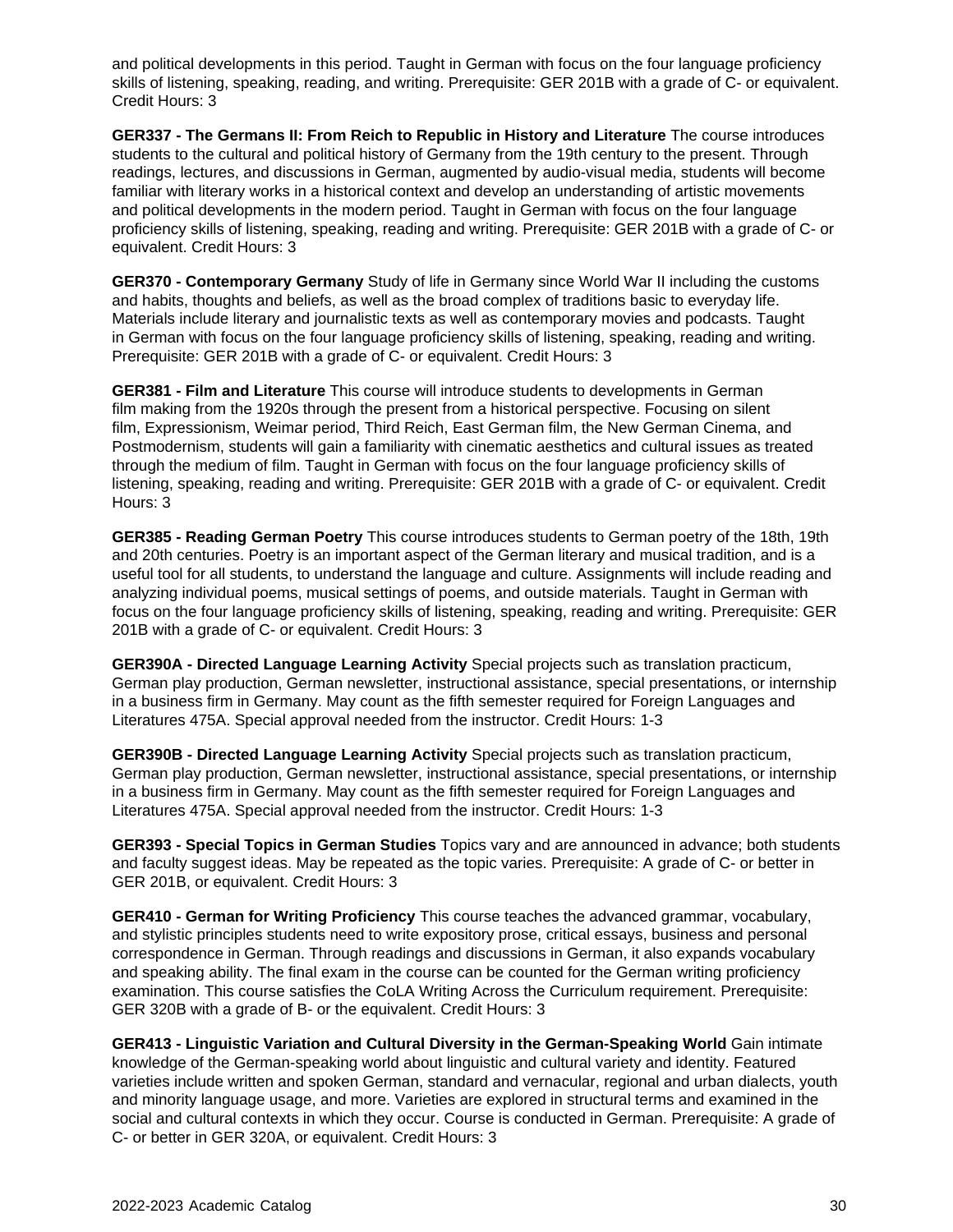and political developments in this period. Taught in German with focus on the four language proficiency skills of listening, speaking, reading, and writing. Prerequisite: GER 201B with a grade of C- or equivalent. Credit Hours: 3

**GER337 - The Germans II: From Reich to Republic in History and Literature** The course introduces students to the cultural and political history of Germany from the 19th century to the present. Through readings, lectures, and discussions in German, augmented by audio-visual media, students will become familiar with literary works in a historical context and develop an understanding of artistic movements and political developments in the modern period. Taught in German with focus on the four language proficiency skills of listening, speaking, reading and writing. Prerequisite: GER 201B with a grade of C- or equivalent. Credit Hours: 3

**GER370 - Contemporary Germany** Study of life in Germany since World War II including the customs and habits, thoughts and beliefs, as well as the broad complex of traditions basic to everyday life. Materials include literary and journalistic texts as well as contemporary movies and podcasts. Taught in German with focus on the four language proficiency skills of listening, speaking, reading and writing. Prerequisite: GER 201B with a grade of C- or equivalent. Credit Hours: 3

**GER381 - Film and Literature** This course will introduce students to developments in German film making from the 1920s through the present from a historical perspective. Focusing on silent film, Expressionism, Weimar period, Third Reich, East German film, the New German Cinema, and Postmodernism, students will gain a familiarity with cinematic aesthetics and cultural issues as treated through the medium of film. Taught in German with focus on the four language proficiency skills of listening, speaking, reading and writing. Prerequisite: GER 201B with a grade of C- or equivalent. Credit Hours: 3

**GER385 - Reading German Poetry** This course introduces students to German poetry of the 18th, 19th and 20th centuries. Poetry is an important aspect of the German literary and musical tradition, and is a useful tool for all students, to understand the language and culture. Assignments will include reading and analyzing individual poems, musical settings of poems, and outside materials. Taught in German with focus on the four language proficiency skills of listening, speaking, reading and writing. Prerequisite: GER 201B with a grade of C- or equivalent. Credit Hours: 3

**GER390A - Directed Language Learning Activity** Special projects such as translation practicum, German play production, German newsletter, instructional assistance, special presentations, or internship in a business firm in Germany. May count as the fifth semester required for Foreign Languages and Literatures 475A. Special approval needed from the instructor. Credit Hours: 1-3

**GER390B - Directed Language Learning Activity** Special projects such as translation practicum, German play production, German newsletter, instructional assistance, special presentations, or internship in a business firm in Germany. May count as the fifth semester required for Foreign Languages and Literatures 475A. Special approval needed from the instructor. Credit Hours: 1-3

**GER393 - Special Topics in German Studies** Topics vary and are announced in advance; both students and faculty suggest ideas. May be repeated as the topic varies. Prerequisite: A grade of C- or better in GER 201B, or equivalent. Credit Hours: 3

**GER410 - German for Writing Proficiency** This course teaches the advanced grammar, vocabulary, and stylistic principles students need to write expository prose, critical essays, business and personal correspondence in German. Through readings and discussions in German, it also expands vocabulary and speaking ability. The final exam in the course can be counted for the German writing proficiency examination. This course satisfies the CoLA Writing Across the Curriculum requirement. Prerequisite: GER 320B with a grade of B- or the equivalent. Credit Hours: 3

**GER413 - Linguistic Variation and Cultural Diversity in the German-Speaking World** Gain intimate knowledge of the German-speaking world about linguistic and cultural variety and identity. Featured varieties include written and spoken German, standard and vernacular, regional and urban dialects, youth and minority language usage, and more. Varieties are explored in structural terms and examined in the social and cultural contexts in which they occur. Course is conducted in German. Prerequisite: A grade of C- or better in GER 320A, or equivalent. Credit Hours: 3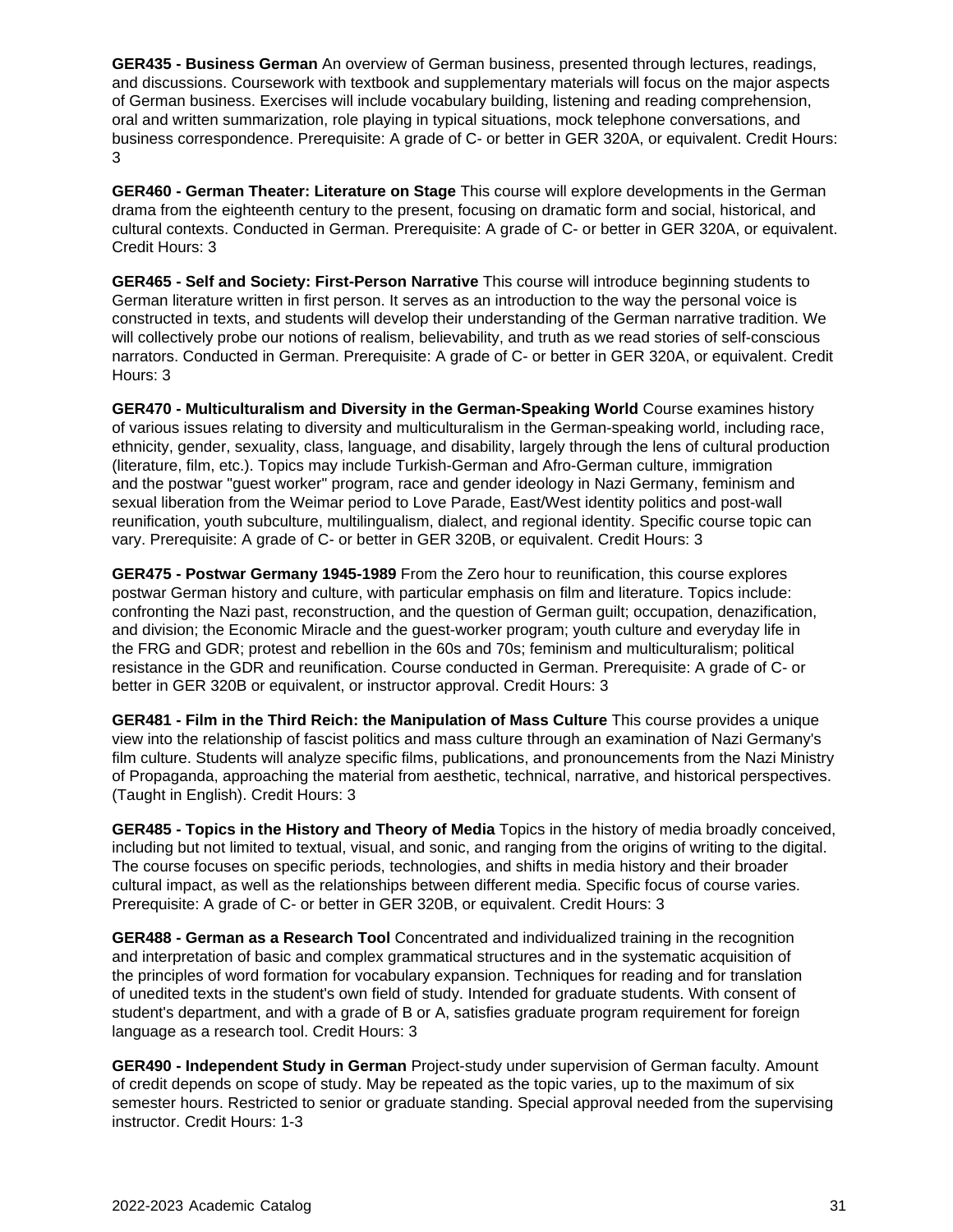**GER435 - Business German** An overview of German business, presented through lectures, readings, and discussions. Coursework with textbook and supplementary materials will focus on the major aspects of German business. Exercises will include vocabulary building, listening and reading comprehension, oral and written summarization, role playing in typical situations, mock telephone conversations, and business correspondence. Prerequisite: A grade of C- or better in GER 320A, or equivalent. Credit Hours: 3

**GER460 - German Theater: Literature on Stage** This course will explore developments in the German drama from the eighteenth century to the present, focusing on dramatic form and social, historical, and cultural contexts. Conducted in German. Prerequisite: A grade of C- or better in GER 320A, or equivalent. Credit Hours: 3

**GER465 - Self and Society: First-Person Narrative** This course will introduce beginning students to German literature written in first person. It serves as an introduction to the way the personal voice is constructed in texts, and students will develop their understanding of the German narrative tradition. We will collectively probe our notions of realism, believability, and truth as we read stories of self-conscious narrators. Conducted in German. Prerequisite: A grade of C- or better in GER 320A, or equivalent. Credit Hours: 3

**GER470 - Multiculturalism and Diversity in the German-Speaking World** Course examines history of various issues relating to diversity and multiculturalism in the German-speaking world, including race, ethnicity, gender, sexuality, class, language, and disability, largely through the lens of cultural production (literature, film, etc.). Topics may include Turkish-German and Afro-German culture, immigration and the postwar "guest worker" program, race and gender ideology in Nazi Germany, feminism and sexual liberation from the Weimar period to Love Parade, East/West identity politics and post-wall reunification, youth subculture, multilingualism, dialect, and regional identity. Specific course topic can vary. Prerequisite: A grade of C- or better in GER 320B, or equivalent. Credit Hours: 3

**GER475 - Postwar Germany 1945-1989** From the Zero hour to reunification, this course explores postwar German history and culture, with particular emphasis on film and literature. Topics include: confronting the Nazi past, reconstruction, and the question of German guilt; occupation, denazification, and division; the Economic Miracle and the guest-worker program; youth culture and everyday life in the FRG and GDR; protest and rebellion in the 60s and 70s; feminism and multiculturalism; political resistance in the GDR and reunification. Course conducted in German. Prerequisite: A grade of C- or better in GER 320B or equivalent, or instructor approval. Credit Hours: 3

**GER481 - Film in the Third Reich: the Manipulation of Mass Culture** This course provides a unique view into the relationship of fascist politics and mass culture through an examination of Nazi Germany's film culture. Students will analyze specific films, publications, and pronouncements from the Nazi Ministry of Propaganda, approaching the material from aesthetic, technical, narrative, and historical perspectives. (Taught in English). Credit Hours: 3

**GER485 - Topics in the History and Theory of Media** Topics in the history of media broadly conceived, including but not limited to textual, visual, and sonic, and ranging from the origins of writing to the digital. The course focuses on specific periods, technologies, and shifts in media history and their broader cultural impact, as well as the relationships between different media. Specific focus of course varies. Prerequisite: A grade of C- or better in GER 320B, or equivalent. Credit Hours: 3

**GER488 - German as a Research Tool** Concentrated and individualized training in the recognition and interpretation of basic and complex grammatical structures and in the systematic acquisition of the principles of word formation for vocabulary expansion. Techniques for reading and for translation of unedited texts in the student's own field of study. Intended for graduate students. With consent of student's department, and with a grade of B or A, satisfies graduate program requirement for foreign language as a research tool. Credit Hours: 3

**GER490 - Independent Study in German** Project-study under supervision of German faculty. Amount of credit depends on scope of study. May be repeated as the topic varies, up to the maximum of six semester hours. Restricted to senior or graduate standing. Special approval needed from the supervising instructor. Credit Hours: 1-3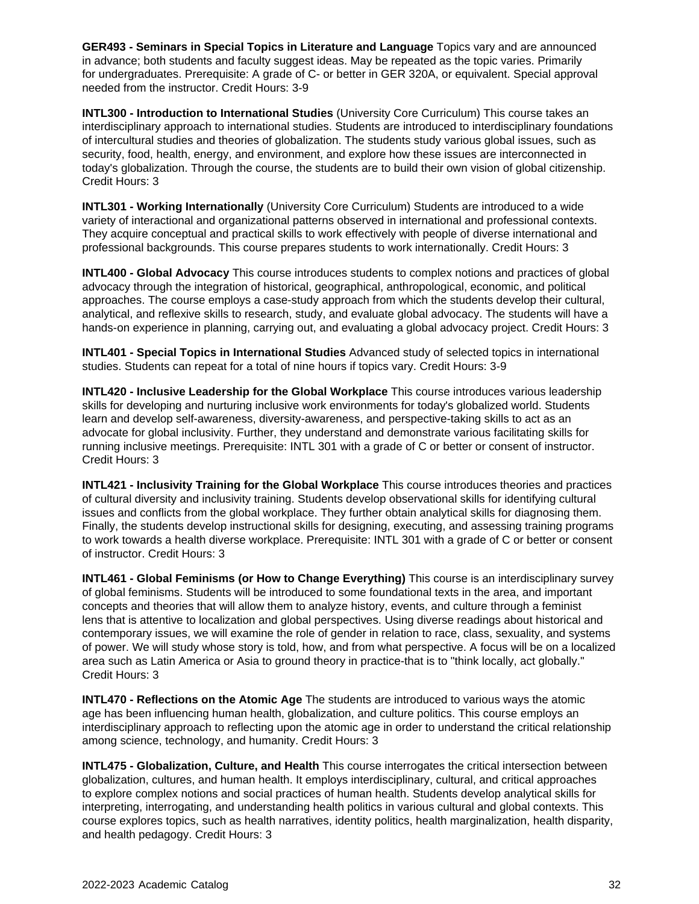**GER493 - Seminars in Special Topics in Literature and Language** Topics vary and are announced in advance; both students and faculty suggest ideas. May be repeated as the topic varies. Primarily for undergraduates. Prerequisite: A grade of C- or better in GER 320A, or equivalent. Special approval needed from the instructor. Credit Hours: 3-9

**INTL300 - Introduction to International Studies** (University Core Curriculum) This course takes an interdisciplinary approach to international studies. Students are introduced to interdisciplinary foundations of intercultural studies and theories of globalization. The students study various global issues, such as security, food, health, energy, and environment, and explore how these issues are interconnected in today's globalization. Through the course, the students are to build their own vision of global citizenship. Credit Hours: 3

**INTL301 - Working Internationally** (University Core Curriculum) Students are introduced to a wide variety of interactional and organizational patterns observed in international and professional contexts. They acquire conceptual and practical skills to work effectively with people of diverse international and professional backgrounds. This course prepares students to work internationally. Credit Hours: 3

**INTL400 - Global Advocacy** This course introduces students to complex notions and practices of global advocacy through the integration of historical, geographical, anthropological, economic, and political approaches. The course employs a case-study approach from which the students develop their cultural, analytical, and reflexive skills to research, study, and evaluate global advocacy. The students will have a hands-on experience in planning, carrying out, and evaluating a global advocacy project. Credit Hours: 3

**INTL401 - Special Topics in International Studies** Advanced study of selected topics in international studies. Students can repeat for a total of nine hours if topics vary. Credit Hours: 3-9

**INTL420 - Inclusive Leadership for the Global Workplace** This course introduces various leadership skills for developing and nurturing inclusive work environments for today's globalized world. Students learn and develop self-awareness, diversity-awareness, and perspective-taking skills to act as an advocate for global inclusivity. Further, they understand and demonstrate various facilitating skills for running inclusive meetings. Prerequisite: INTL 301 with a grade of C or better or consent of instructor. Credit Hours: 3

**INTL421 - Inclusivity Training for the Global Workplace** This course introduces theories and practices of cultural diversity and inclusivity training. Students develop observational skills for identifying cultural issues and conflicts from the global workplace. They further obtain analytical skills for diagnosing them. Finally, the students develop instructional skills for designing, executing, and assessing training programs to work towards a health diverse workplace. Prerequisite: INTL 301 with a grade of C or better or consent of instructor. Credit Hours: 3

**INTL461 - Global Feminisms (or How to Change Everything)** This course is an interdisciplinary survey of global feminisms. Students will be introduced to some foundational texts in the area, and important concepts and theories that will allow them to analyze history, events, and culture through a feminist lens that is attentive to localization and global perspectives. Using diverse readings about historical and contemporary issues, we will examine the role of gender in relation to race, class, sexuality, and systems of power. We will study whose story is told, how, and from what perspective. A focus will be on a localized area such as Latin America or Asia to ground theory in practice-that is to "think locally, act globally." Credit Hours: 3

**INTL470 - Reflections on the Atomic Age** The students are introduced to various ways the atomic age has been influencing human health, globalization, and culture politics. This course employs an interdisciplinary approach to reflecting upon the atomic age in order to understand the critical relationship among science, technology, and humanity. Credit Hours: 3

**INTL475 - Globalization, Culture, and Health** This course interrogates the critical intersection between globalization, cultures, and human health. It employs interdisciplinary, cultural, and critical approaches to explore complex notions and social practices of human health. Students develop analytical skills for interpreting, interrogating, and understanding health politics in various cultural and global contexts. This course explores topics, such as health narratives, identity politics, health marginalization, health disparity, and health pedagogy. Credit Hours: 3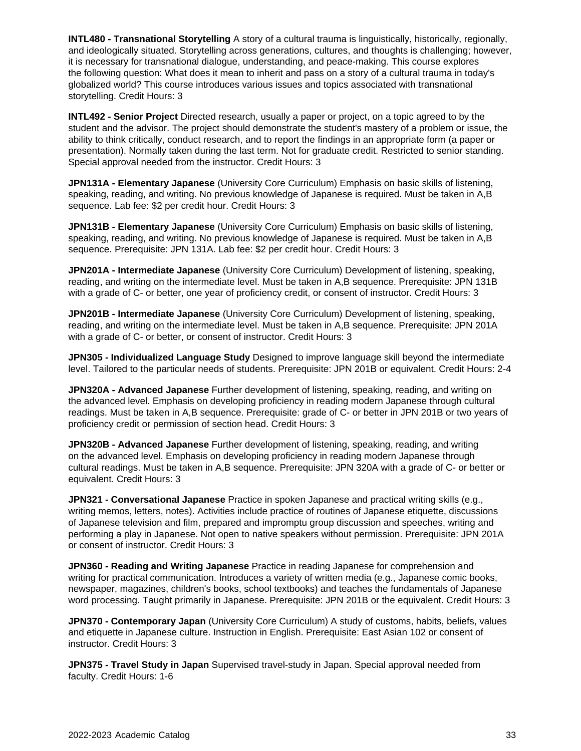**INTL480 - Transnational Storytelling** A story of a cultural trauma is linguistically, historically, regionally, and ideologically situated. Storytelling across generations, cultures, and thoughts is challenging; however, it is necessary for transnational dialogue, understanding, and peace-making. This course explores the following question: What does it mean to inherit and pass on a story of a cultural trauma in today's globalized world? This course introduces various issues and topics associated with transnational storytelling. Credit Hours: 3

**INTL492 - Senior Project** Directed research, usually a paper or project, on a topic agreed to by the student and the advisor. The project should demonstrate the student's mastery of a problem or issue, the ability to think critically, conduct research, and to report the findings in an appropriate form (a paper or presentation). Normally taken during the last term. Not for graduate credit. Restricted to senior standing. Special approval needed from the instructor. Credit Hours: 3

**JPN131A - Elementary Japanese** (University Core Curriculum) Emphasis on basic skills of listening, speaking, reading, and writing. No previous knowledge of Japanese is required. Must be taken in A,B sequence. Lab fee: $2 per credit hour. Credit Hours: 3

**JPN131B - Elementary Japanese** (University Core Curriculum) Emphasis on basic skills of listening, speaking, reading, and writing. No previous knowledge of Japanese is required. Must be taken in A,B sequence. Prerequisite: JPN 131A. Lab fee: $2 per credit hour. Credit Hours: 3

**JPN201A - Intermediate Japanese** (University Core Curriculum) Development of listening, speaking, reading, and writing on the intermediate level. Must be taken in A,B sequence. Prerequisite: JPN 131B with a grade of C- or better, one year of proficiency credit, or consent of instructor. Credit Hours: 3

**JPN201B - Intermediate Japanese** (University Core Curriculum) Development of listening, speaking, reading, and writing on the intermediate level. Must be taken in A,B sequence. Prerequisite: JPN 201A with a grade of C- or better, or consent of instructor. Credit Hours: 3

**JPN305 - Individualized Language Study** Designed to improve language skill beyond the intermediate level. Tailored to the particular needs of students. Prerequisite: JPN 201B or equivalent. Credit Hours: 2-4

**JPN320A - Advanced Japanese** Further development of listening, speaking, reading, and writing on the advanced level. Emphasis on developing proficiency in reading modern Japanese through cultural readings. Must be taken in A,B sequence. Prerequisite: grade of C- or better in JPN 201B or two years of proficiency credit or permission of section head. Credit Hours: 3

**JPN320B - Advanced Japanese** Further development of listening, speaking, reading, and writing on the advanced level. Emphasis on developing proficiency in reading modern Japanese through cultural readings. Must be taken in A,B sequence. Prerequisite: JPN 320A with a grade of C- or better or equivalent. Credit Hours: 3

**JPN321 - Conversational Japanese** Practice in spoken Japanese and practical writing skills (e.g., writing memos, letters, notes). Activities include practice of routines of Japanese etiquette, discussions of Japanese television and film, prepared and impromptu group discussion and speeches, writing and performing a play in Japanese. Not open to native speakers without permission. Prerequisite: JPN 201A or consent of instructor. Credit Hours: 3

**JPN360 - Reading and Writing Japanese** Practice in reading Japanese for comprehension and writing for practical communication. Introduces a variety of written media (e.g., Japanese comic books, newspaper, magazines, children's books, school textbooks) and teaches the fundamentals of Japanese word processing. Taught primarily in Japanese. Prerequisite: JPN 201B or the equivalent. Credit Hours: 3

**JPN370 - Contemporary Japan** (University Core Curriculum) A study of customs, habits, beliefs, values and etiquette in Japanese culture. Instruction in English. Prerequisite: East Asian 102 or consent of instructor. Credit Hours: 3

**JPN375 - Travel Study in Japan** Supervised travel-study in Japan. Special approval needed from faculty. Credit Hours: 1-6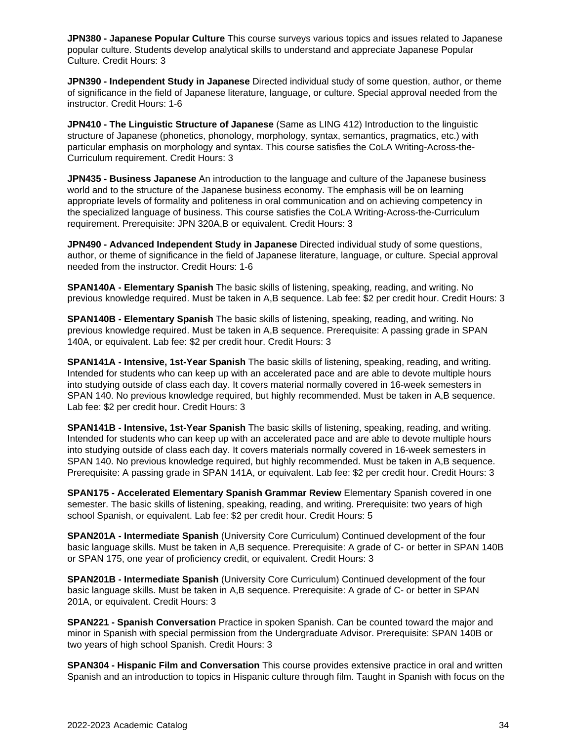**JPN380 - Japanese Popular Culture** This course surveys various topics and issues related to Japanese popular culture. Students develop analytical skills to understand and appreciate Japanese Popular Culture. Credit Hours: 3

**JPN390 - Independent Study in Japanese** Directed individual study of some question, author, or theme of significance in the field of Japanese literature, language, or culture. Special approval needed from the instructor. Credit Hours: 1-6

**JPN410 - The Linguistic Structure of Japanese** (Same as LING 412) Introduction to the linguistic structure of Japanese (phonetics, phonology, morphology, syntax, semantics, pragmatics, etc.) with particular emphasis on morphology and syntax. This course satisfies the CoLA Writing-Across-the-Curriculum requirement. Credit Hours: 3

**JPN435 - Business Japanese** An introduction to the language and culture of the Japanese business world and to the structure of the Japanese business economy. The emphasis will be on learning appropriate levels of formality and politeness in oral communication and on achieving competency in the specialized language of business. This course satisfies the CoLA Writing-Across-the-Curriculum requirement. Prerequisite: JPN 320A,B or equivalent. Credit Hours: 3

**JPN490 - Advanced Independent Study in Japanese** Directed individual study of some questions, author, or theme of significance in the field of Japanese literature, language, or culture. Special approval needed from the instructor. Credit Hours: 1-6

**SPAN140A - Elementary Spanish** The basic skills of listening, speaking, reading, and writing. No previous knowledge required. Must be taken in A,B sequence. Lab fee: $2 per credit hour. Credit Hours: 3

**SPAN140B - Elementary Spanish** The basic skills of listening, speaking, reading, and writing. No previous knowledge required. Must be taken in A,B sequence. Prerequisite: A passing grade in SPAN 140A, or equivalent. Lab fee: $2 per credit hour. Credit Hours: 3

**SPAN141A - Intensive, 1st-Year Spanish** The basic skills of listening, speaking, reading, and writing. Intended for students who can keep up with an accelerated pace and are able to devote multiple hours into studying outside of class each day. It covers material normally covered in 16-week semesters in SPAN 140. No previous knowledge required, but highly recommended. Must be taken in A,B sequence. Lab fee: $2 per credit hour. Credit Hours: 3

**SPAN141B - Intensive, 1st-Year Spanish** The basic skills of listening, speaking, reading, and writing. Intended for students who can keep up with an accelerated pace and are able to devote multiple hours into studying outside of class each day. It covers materials normally covered in 16-week semesters in SPAN 140. No previous knowledge required, but highly recommended. Must be taken in A,B sequence. Prerequisite: A passing grade in SPAN 141A, or equivalent. Lab fee: $2 per credit hour. Credit Hours: 3

**SPAN175 - Accelerated Elementary Spanish Grammar Review** Elementary Spanish covered in one semester. The basic skills of listening, speaking, reading, and writing. Prerequisite: two years of high school Spanish, or equivalent. Lab fee: $2 per credit hour. Credit Hours: 5

**SPAN201A - Intermediate Spanish** (University Core Curriculum) Continued development of the four basic language skills. Must be taken in A,B sequence. Prerequisite: A grade of C- or better in SPAN 140B or SPAN 175, one year of proficiency credit, or equivalent. Credit Hours: 3

**SPAN201B - Intermediate Spanish** (University Core Curriculum) Continued development of the four basic language skills. Must be taken in A,B sequence. Prerequisite: A grade of C- or better in SPAN 201A, or equivalent. Credit Hours: 3

**SPAN221 - Spanish Conversation** Practice in spoken Spanish. Can be counted toward the major and minor in Spanish with special permission from the Undergraduate Advisor. Prerequisite: SPAN 140B or two years of high school Spanish. Credit Hours: 3

**SPAN304 - Hispanic Film and Conversation** This course provides extensive practice in oral and written Spanish and an introduction to topics in Hispanic culture through film. Taught in Spanish with focus on the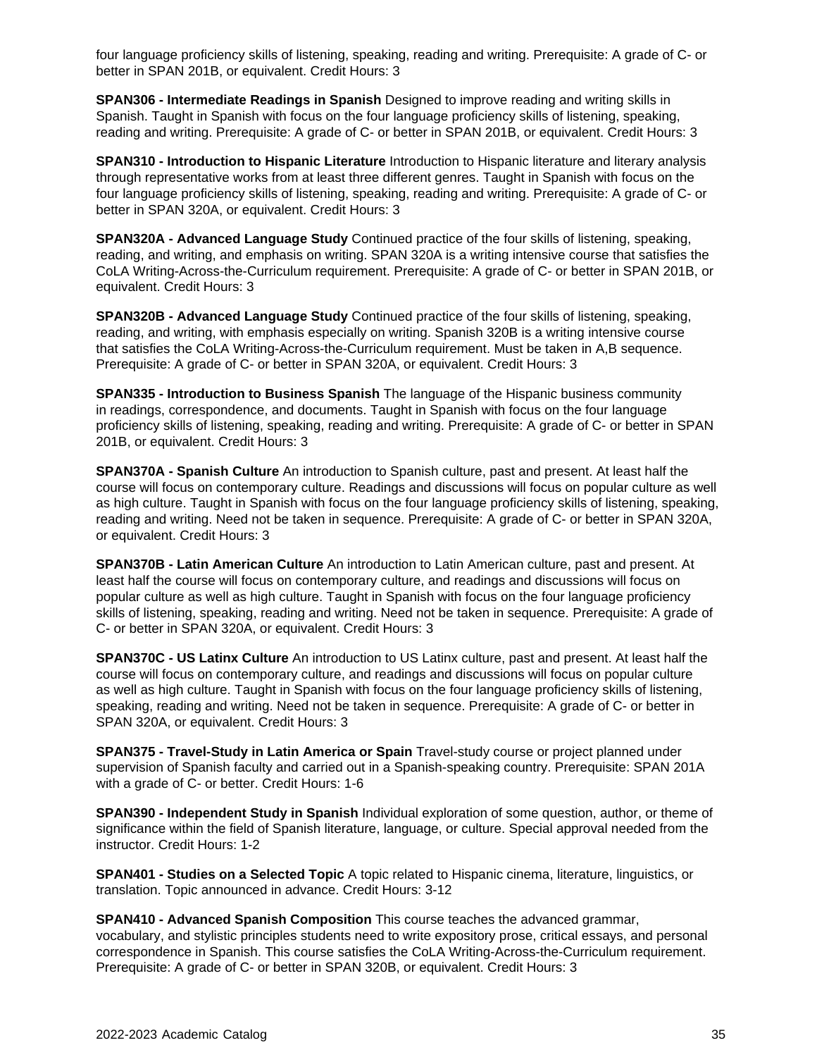four language proficiency skills of listening, speaking, reading and writing. Prerequisite: A grade of C- or better in SPAN 201B, or equivalent. Credit Hours: 3

**SPAN306 - Intermediate Readings in Spanish** Designed to improve reading and writing skills in Spanish. Taught in Spanish with focus on the four language proficiency skills of listening, speaking, reading and writing. Prerequisite: A grade of C- or better in SPAN 201B, or equivalent. Credit Hours: 3

**SPAN310 - Introduction to Hispanic Literature** Introduction to Hispanic literature and literary analysis through representative works from at least three different genres. Taught in Spanish with focus on the four language proficiency skills of listening, speaking, reading and writing. Prerequisite: A grade of C- or better in SPAN 320A, or equivalent. Credit Hours: 3

**SPAN320A - Advanced Language Study** Continued practice of the four skills of listening, speaking, reading, and writing, and emphasis on writing. SPAN 320A is a writing intensive course that satisfies the CoLA Writing-Across-the-Curriculum requirement. Prerequisite: A grade of C- or better in SPAN 201B, or equivalent. Credit Hours: 3

**SPAN320B - Advanced Language Study** Continued practice of the four skills of listening, speaking, reading, and writing, with emphasis especially on writing. Spanish 320B is a writing intensive course that satisfies the CoLA Writing-Across-the-Curriculum requirement. Must be taken in A,B sequence. Prerequisite: A grade of C- or better in SPAN 320A, or equivalent. Credit Hours: 3

**SPAN335 - Introduction to Business Spanish** The language of the Hispanic business community in readings, correspondence, and documents. Taught in Spanish with focus on the four language proficiency skills of listening, speaking, reading and writing. Prerequisite: A grade of C- or better in SPAN 201B, or equivalent. Credit Hours: 3

**SPAN370A - Spanish Culture** An introduction to Spanish culture, past and present. At least half the course will focus on contemporary culture. Readings and discussions will focus on popular culture as well as high culture. Taught in Spanish with focus on the four language proficiency skills of listening, speaking, reading and writing. Need not be taken in sequence. Prerequisite: A grade of C- or better in SPAN 320A, or equivalent. Credit Hours: 3

**SPAN370B - Latin American Culture** An introduction to Latin American culture, past and present. At least half the course will focus on contemporary culture, and readings and discussions will focus on popular culture as well as high culture. Taught in Spanish with focus on the four language proficiency skills of listening, speaking, reading and writing. Need not be taken in sequence. Prerequisite: A grade of C- or better in SPAN 320A, or equivalent. Credit Hours: 3

**SPAN370C - US Latinx Culture** An introduction to US Latinx culture, past and present. At least half the course will focus on contemporary culture, and readings and discussions will focus on popular culture as well as high culture. Taught in Spanish with focus on the four language proficiency skills of listening, speaking, reading and writing. Need not be taken in sequence. Prerequisite: A grade of C- or better in SPAN 320A, or equivalent. Credit Hours: 3

**SPAN375 - Travel-Study in Latin America or Spain** Travel-study course or project planned under supervision of Spanish faculty and carried out in a Spanish-speaking country. Prerequisite: SPAN 201A with a grade of C- or better. Credit Hours: 1-6

**SPAN390 - Independent Study in Spanish** Individual exploration of some question, author, or theme of significance within the field of Spanish literature, language, or culture. Special approval needed from the instructor. Credit Hours: 1-2

**SPAN401 - Studies on a Selected Topic** A topic related to Hispanic cinema, literature, linguistics, or translation. Topic announced in advance. Credit Hours: 3-12

**SPAN410 - Advanced Spanish Composition** This course teaches the advanced grammar, vocabulary, and stylistic principles students need to write expository prose, critical essays, and personal correspondence in Spanish. This course satisfies the CoLA Writing-Across-the-Curriculum requirement. Prerequisite: A grade of C- or better in SPAN 320B, or equivalent. Credit Hours: 3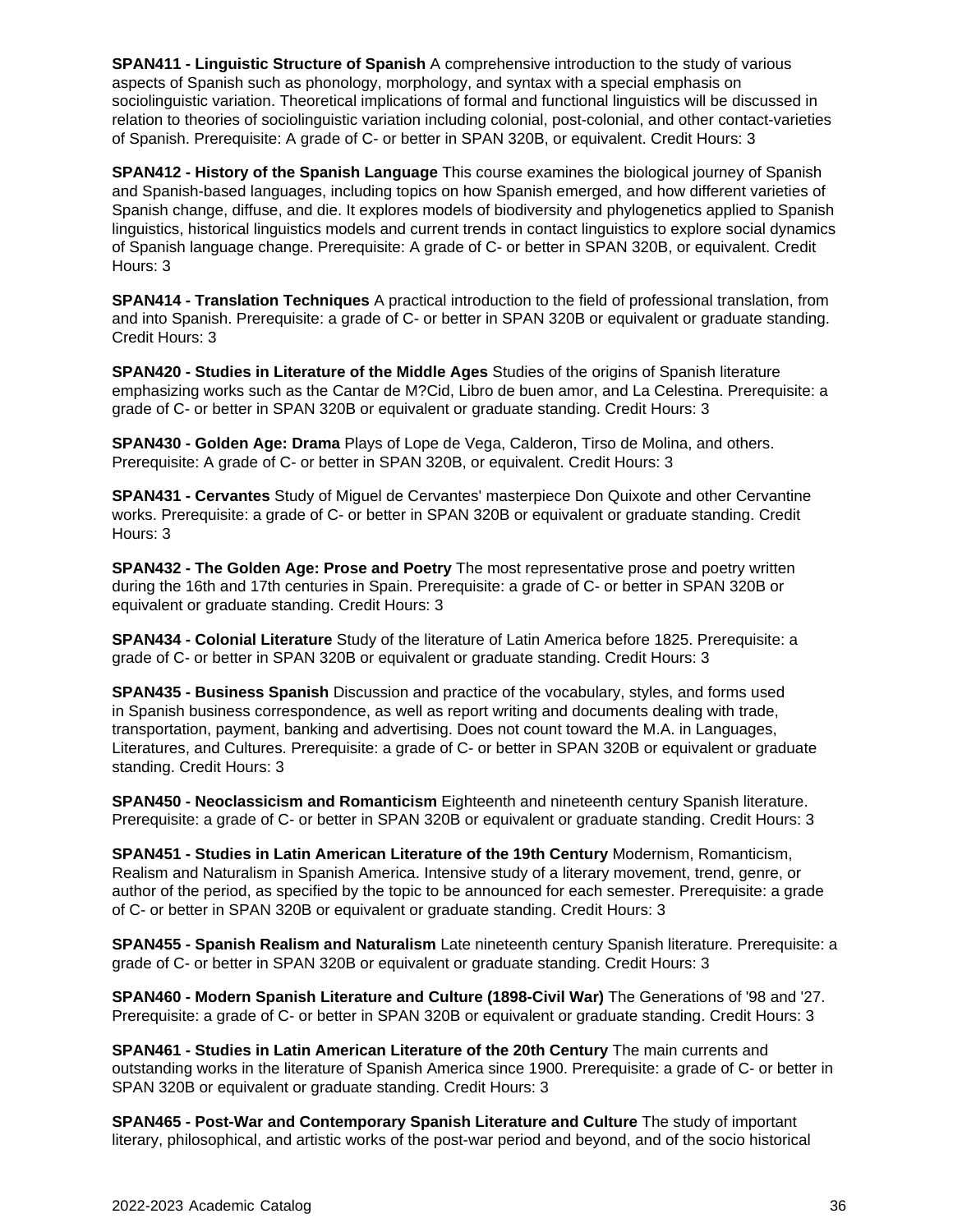**SPAN411 - Linguistic Structure of Spanish** A comprehensive introduction to the study of various aspects of Spanish such as phonology, morphology, and syntax with a special emphasis on sociolinguistic variation. Theoretical implications of formal and functional linguistics will be discussed in relation to theories of sociolinguistic variation including colonial, post-colonial, and other contact-varieties of Spanish. Prerequisite: A grade of C- or better in SPAN 320B, or equivalent. Credit Hours: 3

**SPAN412 - History of the Spanish Language** This course examines the biological journey of Spanish and Spanish-based languages, including topics on how Spanish emerged, and how different varieties of Spanish change, diffuse, and die. It explores models of biodiversity and phylogenetics applied to Spanish linguistics, historical linguistics models and current trends in contact linguistics to explore social dynamics of Spanish language change. Prerequisite: A grade of C- or better in SPAN 320B, or equivalent. Credit Hours: 3

**SPAN414 - Translation Techniques** A practical introduction to the field of professional translation, from and into Spanish. Prerequisite: a grade of C- or better in SPAN 320B or equivalent or graduate standing. Credit Hours: 3

**SPAN420 - Studies in Literature of the Middle Ages** Studies of the origins of Spanish literature emphasizing works such as the Cantar de M?Cid, Libro de buen amor, and La Celestina. Prerequisite: a grade of C- or better in SPAN 320B or equivalent or graduate standing. Credit Hours: 3

**SPAN430 - Golden Age: Drama** Plays of Lope de Vega, Calderon, Tirso de Molina, and others. Prerequisite: A grade of C- or better in SPAN 320B, or equivalent. Credit Hours: 3

**SPAN431 - Cervantes** Study of Miguel de Cervantes' masterpiece Don Quixote and other Cervantine works. Prerequisite: a grade of C- or better in SPAN 320B or equivalent or graduate standing. Credit Hours: 3

**SPAN432 - The Golden Age: Prose and Poetry** The most representative prose and poetry written during the 16th and 17th centuries in Spain. Prerequisite: a grade of C- or better in SPAN 320B or equivalent or graduate standing. Credit Hours: 3

**SPAN434 - Colonial Literature** Study of the literature of Latin America before 1825. Prerequisite: a grade of C- or better in SPAN 320B or equivalent or graduate standing. Credit Hours: 3

**SPAN435 - Business Spanish** Discussion and practice of the vocabulary, styles, and forms used in Spanish business correspondence, as well as report writing and documents dealing with trade, transportation, payment, banking and advertising. Does not count toward the M.A. in Languages, Literatures, and Cultures. Prerequisite: a grade of C- or better in SPAN 320B or equivalent or graduate standing. Credit Hours: 3

**SPAN450 - Neoclassicism and Romanticism** Eighteenth and nineteenth century Spanish literature. Prerequisite: a grade of C- or better in SPAN 320B or equivalent or graduate standing. Credit Hours: 3

**SPAN451 - Studies in Latin American Literature of the 19th Century** Modernism, Romanticism, Realism and Naturalism in Spanish America. Intensive study of a literary movement, trend, genre, or author of the period, as specified by the topic to be announced for each semester. Prerequisite: a grade of C- or better in SPAN 320B or equivalent or graduate standing. Credit Hours: 3

**SPAN455 - Spanish Realism and Naturalism** Late nineteenth century Spanish literature. Prerequisite: a grade of C- or better in SPAN 320B or equivalent or graduate standing. Credit Hours: 3

**SPAN460 - Modern Spanish Literature and Culture (1898-Civil War)** The Generations of '98 and '27. Prerequisite: a grade of C- or better in SPAN 320B or equivalent or graduate standing. Credit Hours: 3

**SPAN461 - Studies in Latin American Literature of the 20th Century** The main currents and outstanding works in the literature of Spanish America since 1900. Prerequisite: a grade of C- or better in SPAN 320B or equivalent or graduate standing. Credit Hours: 3

**SPAN465 - Post-War and Contemporary Spanish Literature and Culture** The study of important literary, philosophical, and artistic works of the post-war period and beyond, and of the socio historical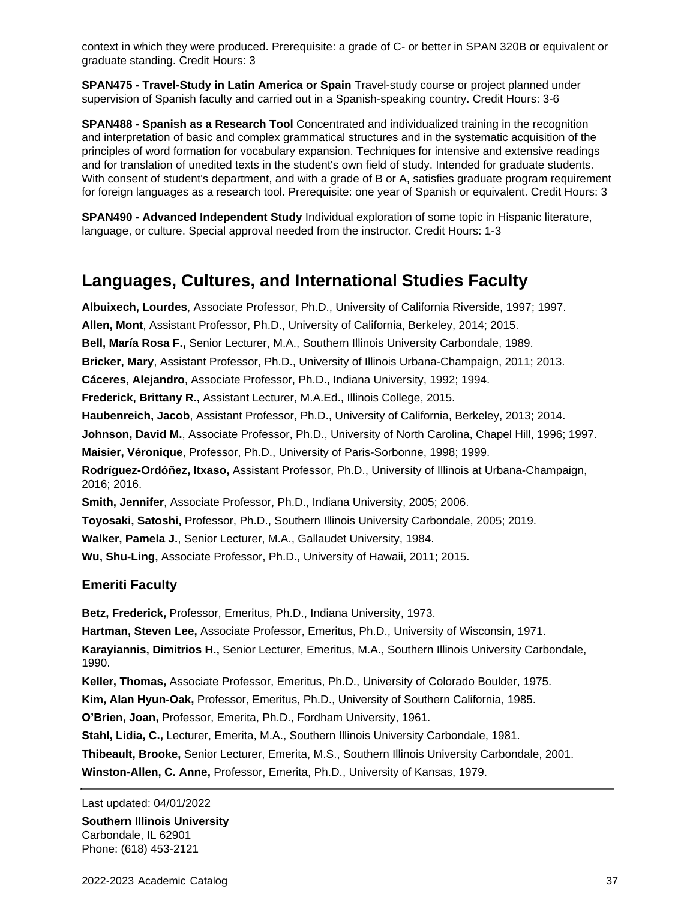context in which they were produced. Prerequisite: a grade of C- or better in SPAN 320B or equivalent or graduate standing. Credit Hours: 3

**SPAN475 - Travel-Study in Latin America or Spain** Travel-study course or project planned under supervision of Spanish faculty and carried out in a Spanish-speaking country. Credit Hours: 3-6

**SPAN488 - Spanish as a Research Tool** Concentrated and individualized training in the recognition and interpretation of basic and complex grammatical structures and in the systematic acquisition of the principles of word formation for vocabulary expansion. Techniques for intensive and extensive readings and for translation of unedited texts in the student's own field of study. Intended for graduate students. With consent of student's department, and with a grade of B or A, satisfies graduate program requirement for foreign languages as a research tool. Prerequisite: one year of Spanish or equivalent. Credit Hours: 3

**SPAN490 - Advanced Independent Study** Individual exploration of some topic in Hispanic literature, language, or culture. Special approval needed from the instructor. Credit Hours: 1-3

## Languages, Cultures, and International Studies Faculty

**Albuixech, Lourdes**, Associate Professor, Ph.D., University of California Riverside, 1997; 1997.

**Allen, Mont**, Assistant Professor, Ph.D., University of California, Berkeley, 2014; 2015.

**Bell, María Rosa F.,** Senior Lecturer, M.A., Southern Illinois University Carbondale, 1989.

**Bricker, Mary**, Assistant Professor, Ph.D., University of Illinois Urbana-Champaign, 2011; 2013.

**Cáceres, Alejandro**, Associate Professor, Ph.D., Indiana University, 1992; 1994.

**Frederick, Brittany R.,** Assistant Lecturer, M.A.Ed., Illinois College, 2015.

**Haubenreich, Jacob**, Assistant Professor, Ph.D., University of California, Berkeley, 2013; 2014.

**Johnson, David M.**, Associate Professor, Ph.D., University of North Carolina, Chapel Hill, 1996; 1997.

**Maisier, Véronique**, Professor, Ph.D., University of Paris-Sorbonne, 1998; 1999.

**Rodríguez-Ordóñez, Itxaso,** Assistant Professor, Ph.D., University of Illinois at Urbana-Champaign, 2016; 2016.

**Smith, Jennifer**, Associate Professor, Ph.D., Indiana University, 2005; 2006.

**Toyosaki, Satoshi,** Professor, Ph.D., Southern Illinois University Carbondale, 2005; 2019.

**Walker, Pamela J.**, Senior Lecturer, M.A., Gallaudet University, 1984.

**Wu, Shu-Ling,** Associate Professor, Ph.D., University of Hawaii, 2011; 2015.

### Emeriti Faculty

**Betz, Frederick,** Professor, Emeritus, Ph.D., Indiana University, 1973.

**Hartman, Steven Lee,** Associate Professor, Emeritus, Ph.D., University of Wisconsin, 1971.

**Karayiannis, Dimitrios H.,** Senior Lecturer, Emeritus, M.A., Southern Illinois University Carbondale, 1990.

**Keller, Thomas,** Associate Professor, Emeritus, Ph.D., University of Colorado Boulder, 1975.

**Kim, Alan Hyun-Oak,** Professor, Emeritus, Ph.D., University of Southern California, 1985.

**O'Brien, Joan,** Professor, Emerita, Ph.D., Fordham University, 1961.

**Stahl, Lidia, C.,** Lecturer, Emerita, M.A., Southern Illinois University Carbondale, 1981.

**Thibeault, Brooke,** Senior Lecturer, Emerita, M.S., Southern Illinois University Carbondale, 2001.

**Winston-Allen, C. Anne,** Professor, Emerita, Ph.D., University of Kansas, 1979.

---

Last updated: 04/01/2022

**Southern Illinois University**
Carbondale, IL 62901
Phone: (618) 453-2121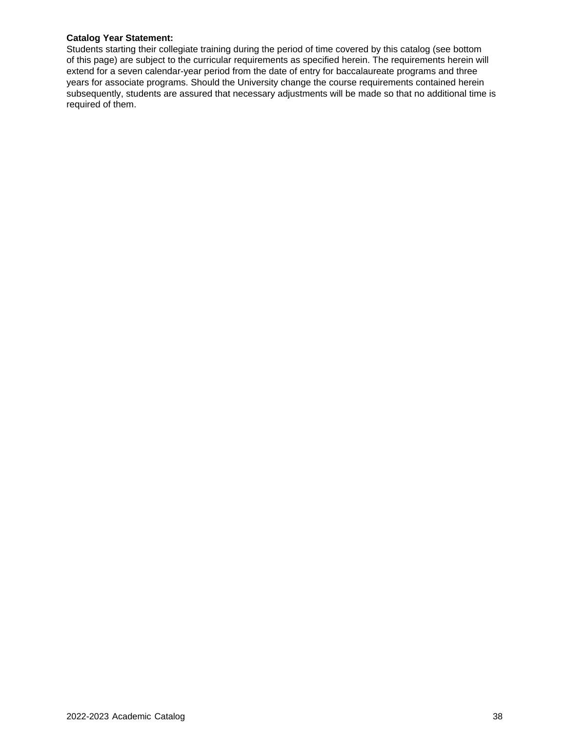**Catalog Year Statement:**

Students starting their collegiate training during the period of time covered by this catalog (see bottom of this page) are subject to the curricular requirements as specified herein. The requirements herein will extend for a seven calendar-year period from the date of entry for baccalaureate programs and three years for associate programs. Should the University change the course requirements contained herein subsequently, students are assured that necessary adjustments will be made so that no additional time is required of them.